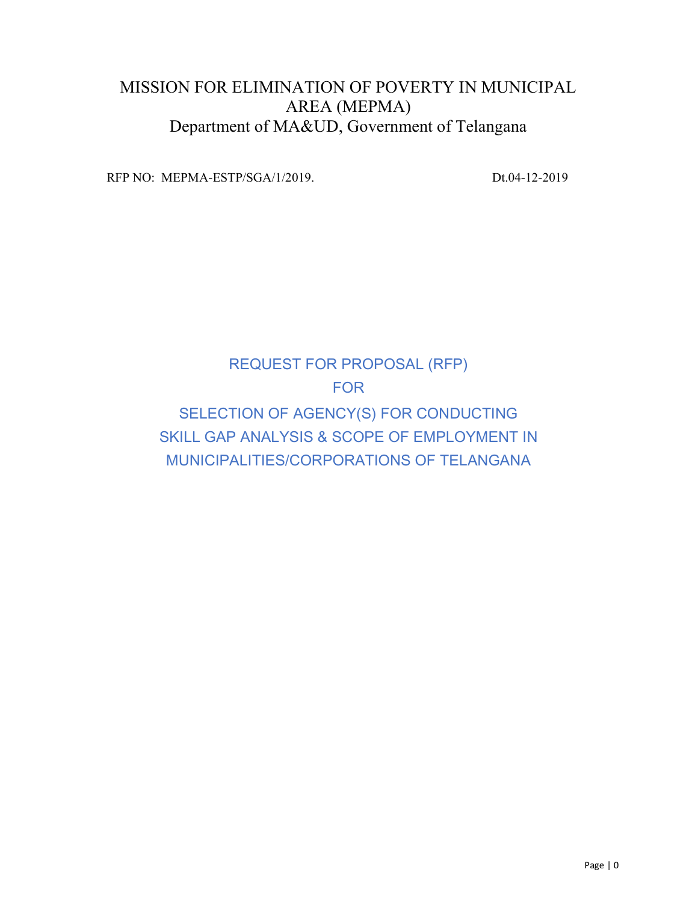# MISSION FOR ELIMINATION OF POVERTY IN MUNICIPAL AREA (MEPMA)

Department of MA&UD, Government of Telangana

RFP NO: MEPMA-ESTP/SGA/1/2019. Dt.04-12-2019

## REQUEST FOR PROPOSAL (RFP)

## FOR

## SELECTION OF AGENCY(S) FOR CONDUCTING SKILL GAP ANALYSIS & SCOPE OF EMPLOYMENT IN MUNICIPALITIES/CORPORATIONS OF TELANGANA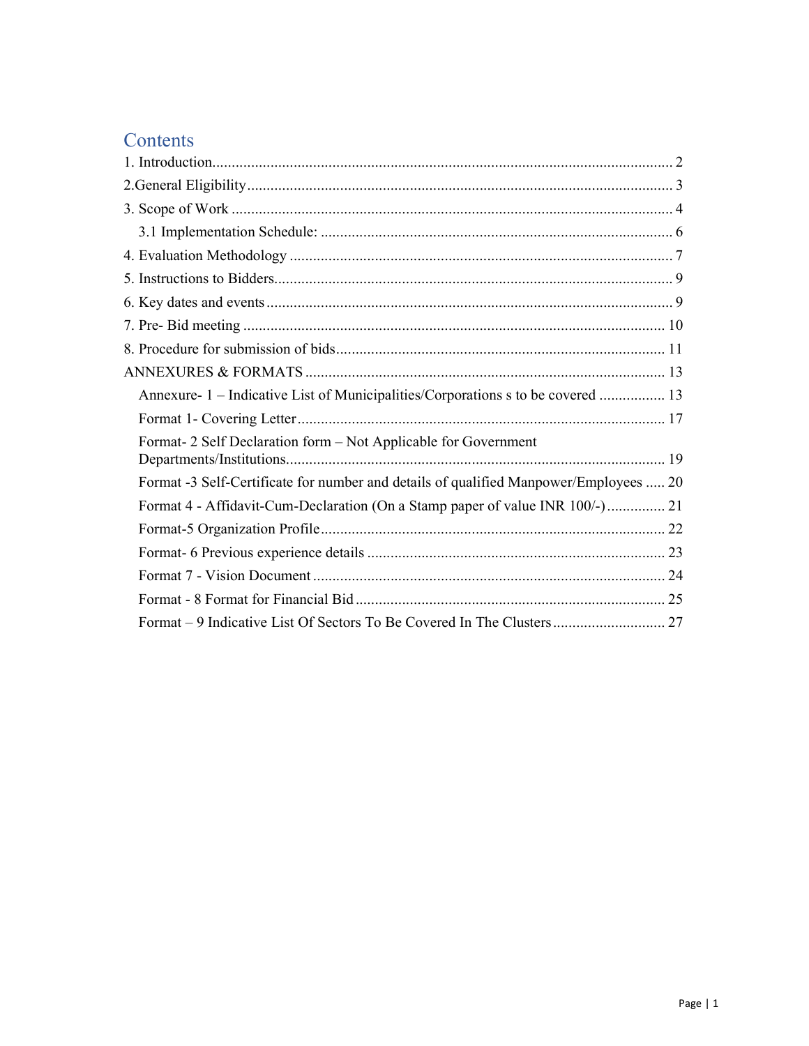# Contents

1. Introduction........................................................................................................................ 2
2. General Eligibility............................................................................................................. 3
3. Scope of Work .................................................................................................................. 4
   - 3.1 Implementation Schedule: ........................................................................................... 6
4. Evaluation Methodology ................................................................................................... 7
5. Instructions to Bidders....................................................................................................... 9
6. Key dates and events ......................................................................................................... 9
7. Pre- Bid meeting ............................................................................................................. 10
8. Procedure for submission of bids..................................................................................... 11

ANNEXURES & FORMATS ............................................................................................. 13

- Annexure- 1 – Indicative List of Municipalities/Corporations s to be covered ................. 13
- Format 1- Covering Letter.............................................................................................. 17
- Format- 2 Self Declaration form – Not Applicable for Government Departments/Institutions.................................................................................................. 19
- Format -3 Self-Certificate for number and details of qualified Manpower/Employees ..... 20
- Format 4 - Affidavit-Cum-Declaration (On a Stamp paper of value INR 100/-)............... 21
- Format-5 Organization Profile......................................................................................... 22
- Format- 6 Previous experience details ............................................................................. 23
- Format 7 - Vision Document ........................................................................................... 24
- Format - 8 Format for Financial Bid ................................................................................ 25
- Format – 9 Indicative List Of Sectors To Be Covered In The Clusters............................. 27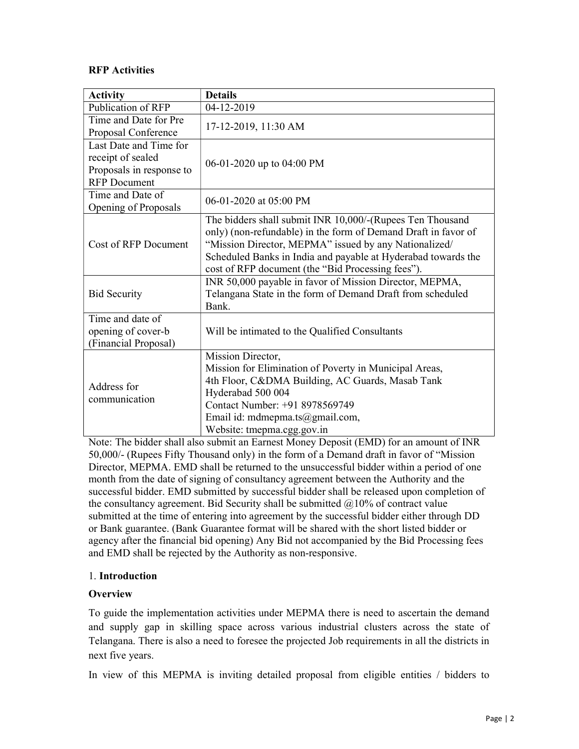**RFP Activities**

| Activity | Details |
|---|---|
| Publication of RFP | 04-12-2019 |
| Time and Date for Pre Proposal Conference | 17-12-2019, 11:30 AM |
| Last Date and Time for receipt of sealed Proposals in response to RFP Document | 06-01-2020 up to 04:00 PM |
| Time and Date of Opening of Proposals | 06-01-2020 at 05:00 PM |
| Cost of RFP Document | The bidders shall submit INR 10,000/-(Rupees Ten Thousand only) (non-refundable) in the form of Demand Draft in favor of "Mission Director, MEPMA" issued by any Nationalized/ Scheduled Banks in India and payable at Hyderabad towards the cost of RFP document (the "Bid Processing fees"). |
| Bid Security | INR 50,000 payable in favor of Mission Director, MEPMA, Telangana State in the form of Demand Draft from scheduled Bank. |
| Time and date of opening of cover-b (Financial Proposal) | Will be intimated to the Qualified Consultants |
| Address for communication | Mission Director,<br>Mission for Elimination of Poverty in Municipal Areas,<br>4th Floor, C&DMA Building, AC Guards, Masab Tank<br>Hyderabad 500 004<br>Contact Number: +91 8978569749<br>Email id: mdmepma.ts@gmail.com,<br>Website: tmepma.cgg.gov.in |

Note: The bidder shall also submit an Earnest Money Deposit (EMD) for an amount of INR 50,000/- (Rupees Fifty Thousand only) in the form of a Demand draft in favor of "Mission Director, MEPMA. EMD shall be returned to the unsuccessful bidder within a period of one month from the date of signing of consultancy agreement between the Authority and the successful bidder. EMD submitted by successful bidder shall be released upon completion of the consultancy agreement. Bid Security shall be submitted @10% of contract value submitted at the time of entering into agreement by the successful bidder either through DD or Bank guarantee. (Bank Guarantee format will be shared with the short listed bidder or agency after the financial bid opening) Any Bid not accompanied by the Bid Processing fees and EMD shall be rejected by the Authority as non-responsive.

## 1. Introduction

### Overview

To guide the implementation activities under MEPMA there is need to ascertain the demand and supply gap in skilling space across various industrial clusters across the state of Telangana. There is also a need to foresee the projected Job requirements in all the districts in next five years.

In view of this MEPMA is inviting detailed proposal from eligible entities / bidders to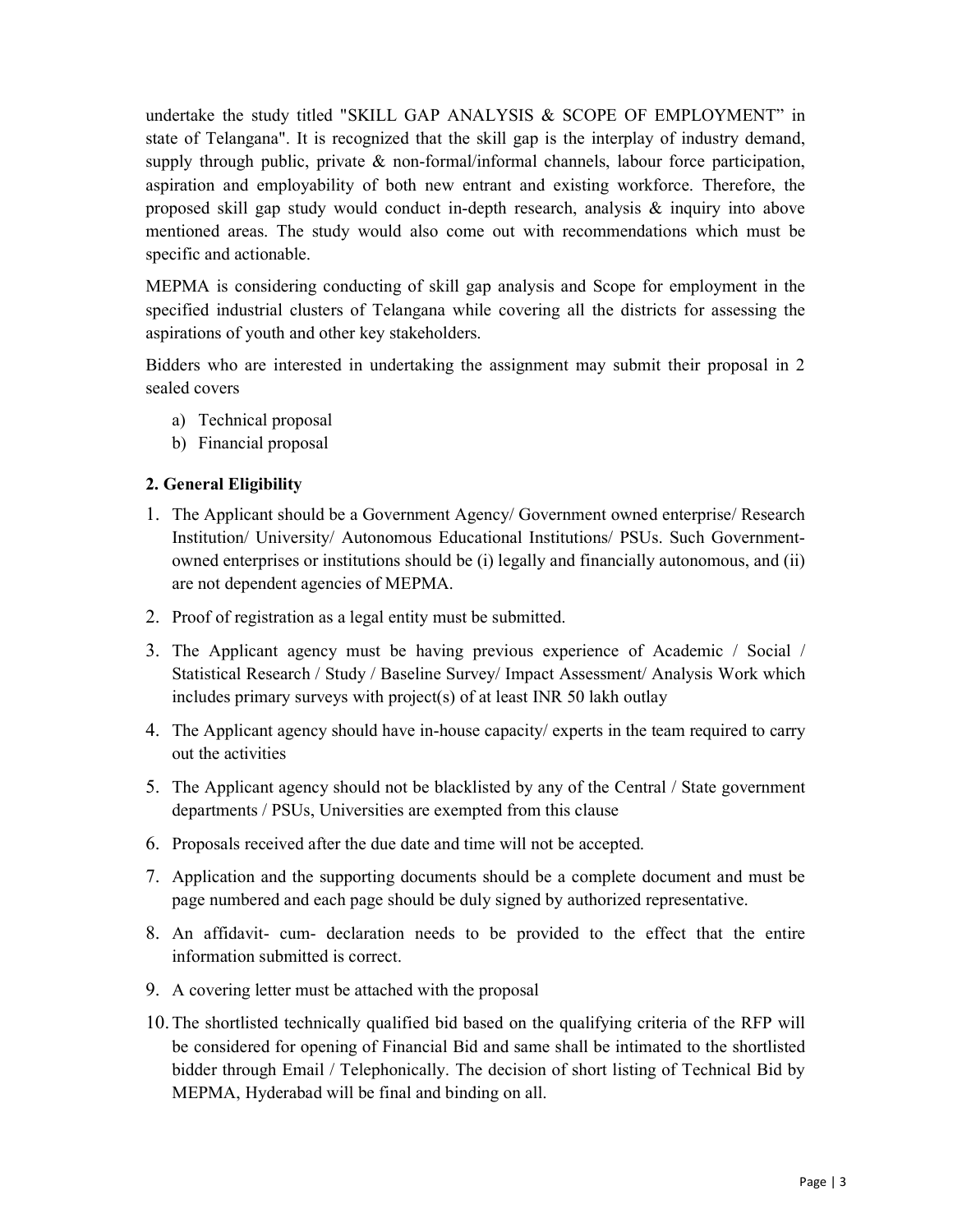undertake the study titled "SKILL GAP ANALYSIS & SCOPE OF EMPLOYMENT" in state of Telangana". It is recognized that the skill gap is the interplay of industry demand, supply through public, private & non-formal/informal channels, labour force participation, aspiration and employability of both new entrant and existing workforce. Therefore, the proposed skill gap study would conduct in-depth research, analysis & inquiry into above mentioned areas. The study would also come out with recommendations which must be specific and actionable.

MEPMA is considering conducting of skill gap analysis and Scope for employment in the specified industrial clusters of Telangana while covering all the districts for assessing the aspirations of youth and other key stakeholders.

Bidders who are interested in undertaking the assignment may submit their proposal in 2 sealed covers

a) Technical proposal
b) Financial proposal

### 2. General Eligibility

1. The Applicant should be a Government Agency/ Government owned enterprise/ Research Institution/ University/ Autonomous Educational Institutions/ PSUs. Such Government-owned enterprises or institutions should be (i) legally and financially autonomous, and (ii) are not dependent agencies of MEPMA.
2. Proof of registration as a legal entity must be submitted.
3. The Applicant agency must be having previous experience of Academic / Social / Statistical Research / Study / Baseline Survey/ Impact Assessment/ Analysis Work which includes primary surveys with project(s) of at least INR 50 lakh outlay
4. The Applicant agency should have in-house capacity/ experts in the team required to carry out the activities
5. The Applicant agency should not be blacklisted by any of the Central / State government departments / PSUs, Universities are exempted from this clause
6. Proposals received after the due date and time will not be accepted.
7. Application and the supporting documents should be a complete document and must be page numbered and each page should be duly signed by authorized representative.
8. An affidavit- cum- declaration needs to be provided to the effect that the entire information submitted is correct.
9. A covering letter must be attached with the proposal
10. The shortlisted technically qualified bid based on the qualifying criteria of the RFP will be considered for opening of Financial Bid and same shall be intimated to the shortlisted bidder through Email / Telephonically. The decision of short listing of Technical Bid by MEPMA, Hyderabad will be final and binding on all.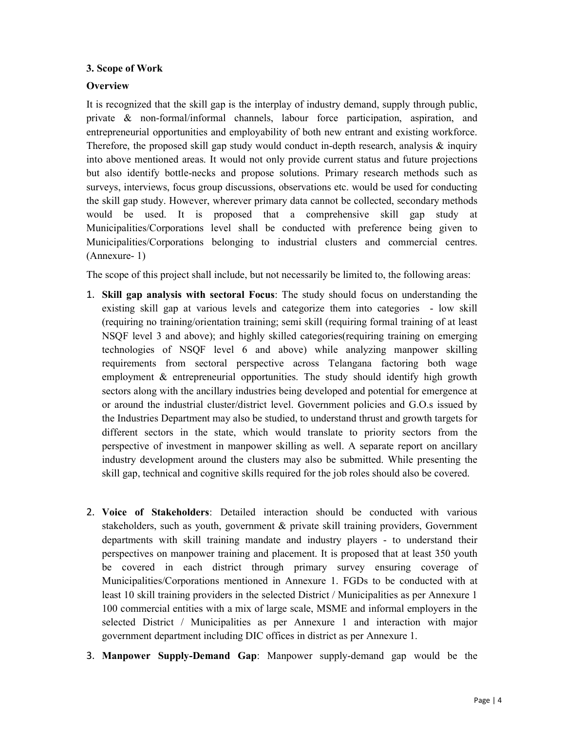### 3. Scope of Work

**Overview**

It is recognized that the skill gap is the interplay of industry demand, supply through public, private & non-formal/informal channels, labour force participation, aspiration, and entrepreneurial opportunities and employability of both new entrant and existing workforce. Therefore, the proposed skill gap study would conduct in-depth research, analysis & inquiry into above mentioned areas. It would not only provide current status and future projections but also identify bottle-necks and propose solutions. Primary research methods such as surveys, interviews, focus group discussions, observations etc. would be used for conducting the skill gap study. However, wherever primary data cannot be collected, secondary methods would be used. It is proposed that a comprehensive skill gap study at Municipalities/Corporations level shall be conducted with preference being given to Municipalities/Corporations belonging to industrial clusters and commercial centres. (Annexure- 1)

The scope of this project shall include, but not necessarily be limited to, the following areas:

1. **Skill gap analysis with sectoral Focus**: The study should focus on understanding the existing skill gap at various levels and categorize them into categories - low skill (requiring no training/orientation training; semi skill (requiring formal training of at least NSQF level 3 and above); and highly skilled categories(requiring training on emerging technologies of NSQF level 6 and above) while analyzing manpower skilling requirements from sectoral perspective across Telangana factoring both wage employment & entrepreneurial opportunities. The study should identify high growth sectors along with the ancillary industries being developed and potential for emergence at or around the industrial cluster/district level. Government policies and G.O.s issued by the Industries Department may also be studied, to understand thrust and growth targets for different sectors in the state, which would translate to priority sectors from the perspective of investment in manpower skilling as well. A separate report on ancillary industry development around the clusters may also be submitted. While presenting the skill gap, technical and cognitive skills required for the job roles should also be covered.

2. **Voice of Stakeholders**: Detailed interaction should be conducted with various stakeholders, such as youth, government & private skill training providers, Government departments with skill training mandate and industry players - to understand their perspectives on manpower training and placement. It is proposed that at least 350 youth be covered in each district through primary survey ensuring coverage of Municipalities/Corporations mentioned in Annexure 1. FGDs to be conducted with at least 10 skill training providers in the selected District / Municipalities as per Annexure 1 100 commercial entities with a mix of large scale, MSME and informal employers in the selected District / Municipalities as per Annexure 1 and interaction with major government department including DIC offices in district as per Annexure 1.

3. **Manpower Supply-Demand Gap**: Manpower supply-demand gap would be the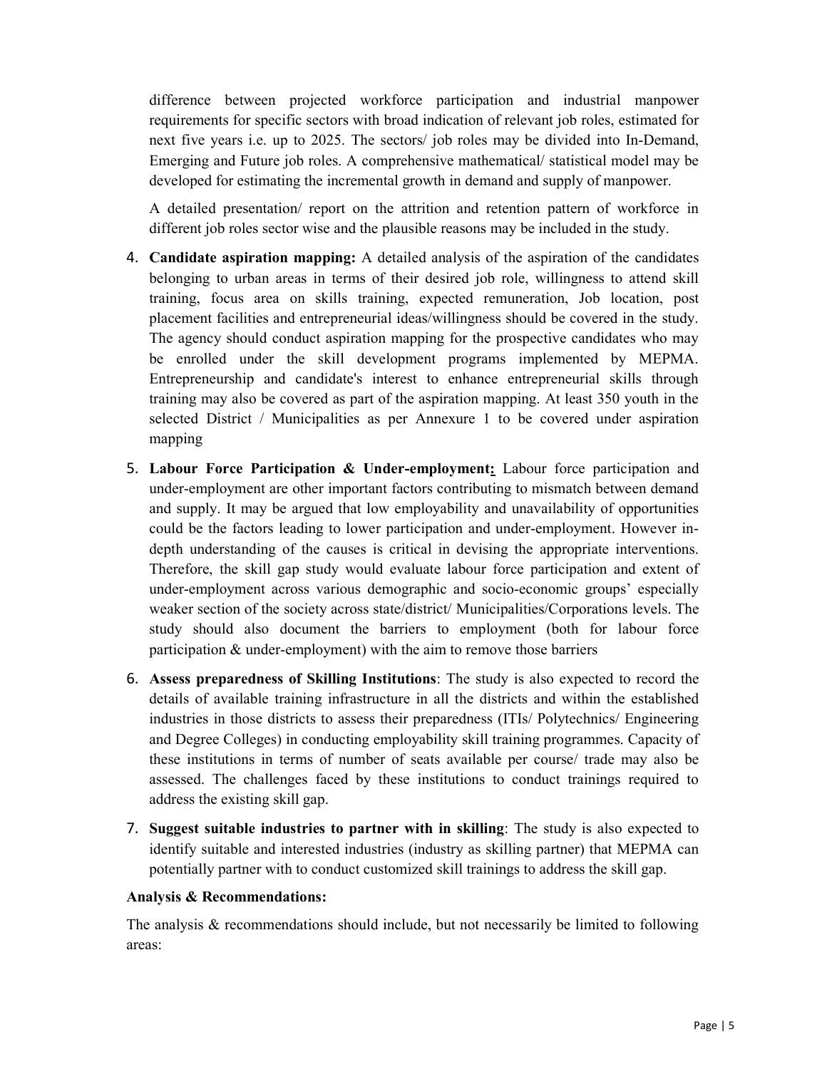difference between projected workforce participation and industrial manpower requirements for specific sectors with broad indication of relevant job roles, estimated for next five years i.e. up to 2025. The sectors/ job roles may be divided into In-Demand, Emerging and Future job roles. A comprehensive mathematical/ statistical model may be developed for estimating the incremental growth in demand and supply of manpower.

A detailed presentation/ report on the attrition and retention pattern of workforce in different job roles sector wise and the plausible reasons may be included in the study.

4. **Candidate aspiration mapping:** A detailed analysis of the aspiration of the candidates belonging to urban areas in terms of their desired job role, willingness to attend skill training, focus area on skills training, expected remuneration, Job location, post placement facilities and entrepreneurial ideas/willingness should be covered in the study. The agency should conduct aspiration mapping for the prospective candidates who may be enrolled under the skill development programs implemented by MEPMA. Entrepreneurship and candidate's interest to enhance entrepreneurial skills through training may also be covered as part of the aspiration mapping. At least 350 youth in the selected District / Municipalities as per Annexure 1 to be covered under aspiration mapping

5. **Labour Force Participation & Under-employment:** Labour force participation and under-employment are other important factors contributing to mismatch between demand and supply. It may be argued that low employability and unavailability of opportunities could be the factors leading to lower participation and under-employment. However in-depth understanding of the causes is critical in devising the appropriate interventions. Therefore, the skill gap study would evaluate labour force participation and extent of under-employment across various demographic and socio-economic groups' especially weaker section of the society across state/district/ Municipalities/Corporations levels. The study should also document the barriers to employment (both for labour force participation & under-employment) with the aim to remove those barriers

6. **Assess preparedness of Skilling Institutions**: The study is also expected to record the details of available training infrastructure in all the districts and within the established industries in those districts to assess their preparedness (ITIs/ Polytechnics/ Engineering and Degree Colleges) in conducting employability skill training programmes. Capacity of these institutions in terms of number of seats available per course/ trade may also be assessed. The challenges faced by these institutions to conduct trainings required to address the existing skill gap.

7. **Suggest suitable industries to partner with in skilling**: The study is also expected to identify suitable and interested industries (industry as skilling partner) that MEPMA can potentially partner with to conduct customized skill trainings to address the skill gap.

**Analysis & Recommendations:**

The analysis & recommendations should include, but not necessarily be limited to following areas: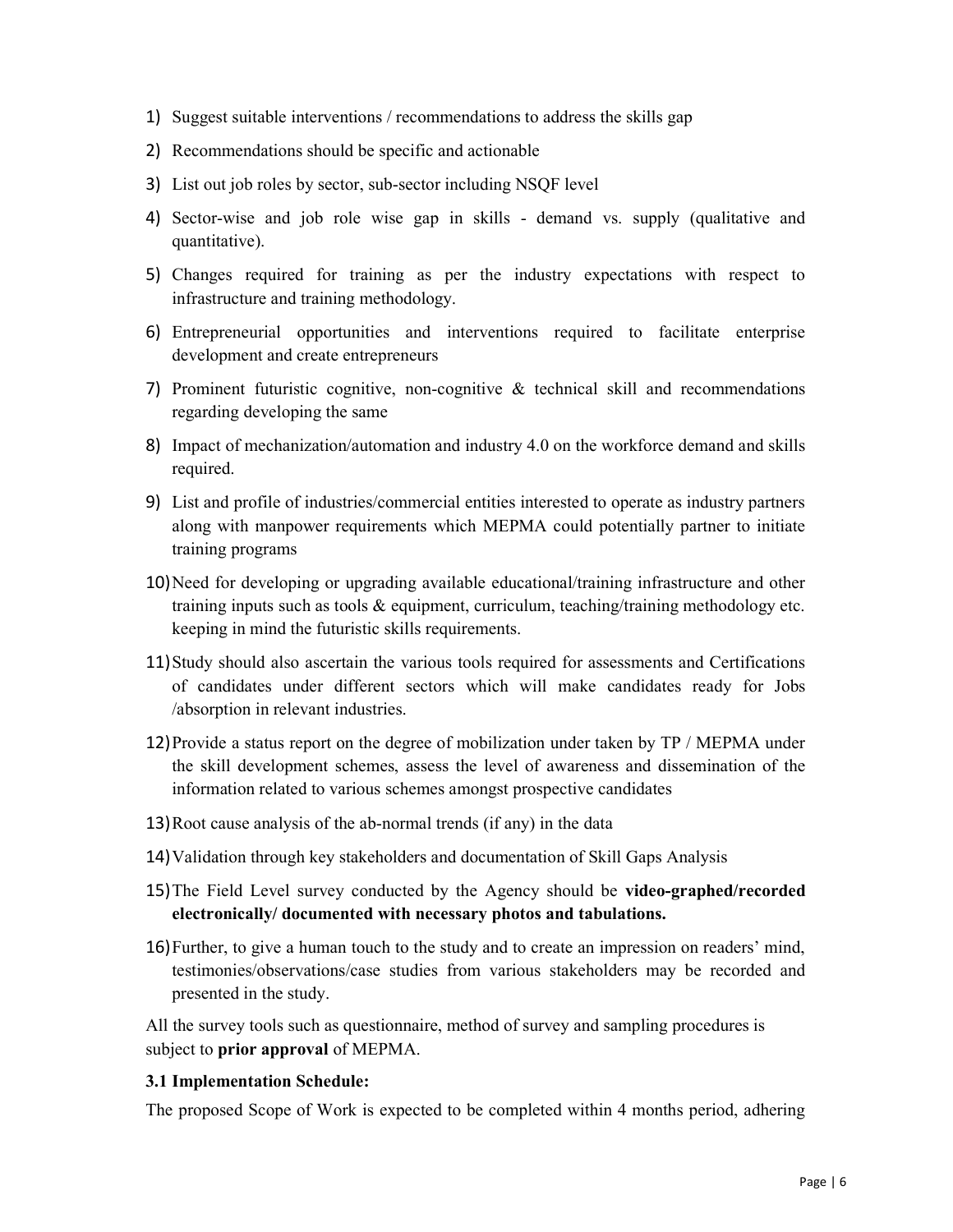1) Suggest suitable interventions / recommendations to address the skills gap
2) Recommendations should be specific and actionable
3) List out job roles by sector, sub-sector including NSQF level
4) Sector-wise and job role wise gap in skills - demand vs. supply (qualitative and quantitative).
5) Changes required for training as per the industry expectations with respect to infrastructure and training methodology.
6) Entrepreneurial opportunities and interventions required to facilitate enterprise development and create entrepreneurs
7) Prominent futuristic cognitive, non-cognitive & technical skill and recommendations regarding developing the same
8) Impact of mechanization/automation and industry 4.0 on the workforce demand and skills required.
9) List and profile of industries/commercial entities interested to operate as industry partners along with manpower requirements which MEPMA could potentially partner to initiate training programs
10) Need for developing or upgrading available educational/training infrastructure and other training inputs such as tools & equipment, curriculum, teaching/training methodology etc. keeping in mind the futuristic skills requirements.
11) Study should also ascertain the various tools required for assessments and Certifications of candidates under different sectors which will make candidates ready for Jobs /absorption in relevant industries.
12) Provide a status report on the degree of mobilization under taken by TP / MEPMA under the skill development schemes, assess the level of awareness and dissemination of the information related to various schemes amongst prospective candidates
13) Root cause analysis of the ab-normal trends (if any) in the data
14) Validation through key stakeholders and documentation of Skill Gaps Analysis
15) The Field Level survey conducted by the Agency should be **video-graphed/recorded electronically/ documented with necessary photos and tabulations.**
16) Further, to give a human touch to the study and to create an impression on readers' mind, testimonies/observations/case studies from various stakeholders may be recorded and presented in the study.

All the survey tools such as questionnaire, method of survey and sampling procedures is subject to **prior approval** of MEPMA.

### 3.1 Implementation Schedule:

The proposed Scope of Work is expected to be completed within 4 months period, adhering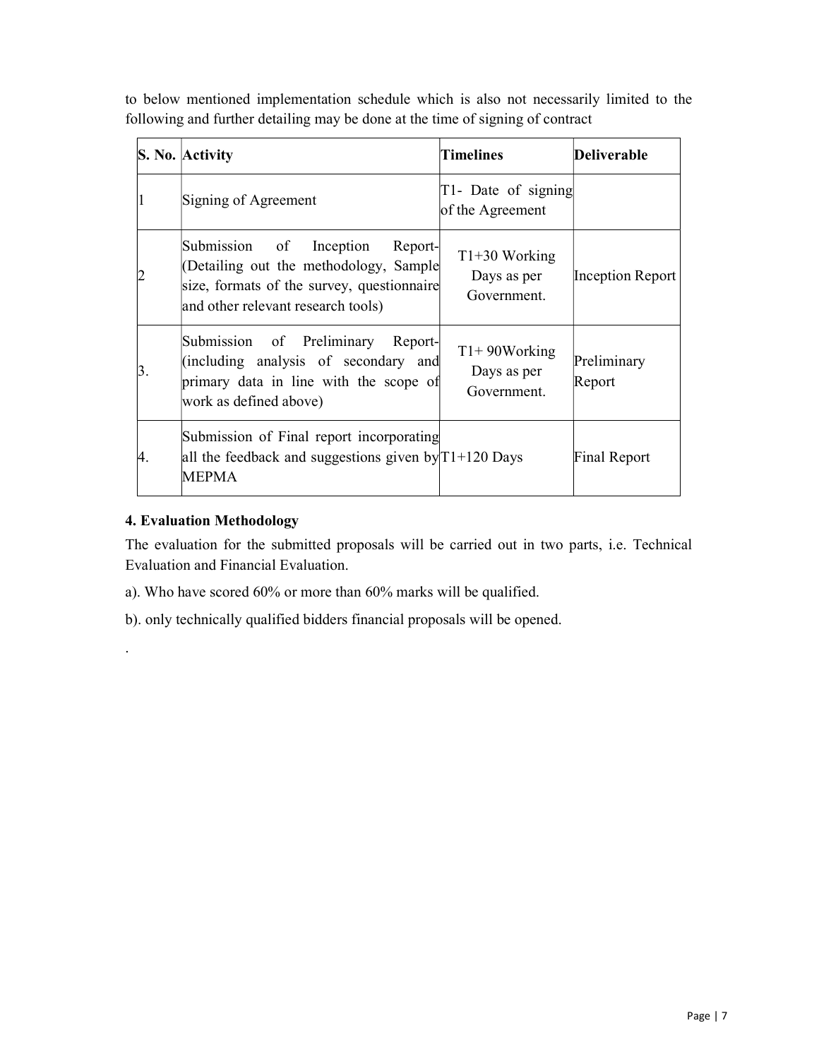to below mentioned implementation schedule which is also not necessarily limited to the following and further detailing may be done at the time of signing of contract

| S. No. | Activity | Timelines | Deliverable |
|---|---|---|---|
| 1 | Signing of Agreement | T1- Date of signing of the Agreement | |
| 2 | Submission of Inception Report- (Detailing out the methodology, Sample size, formats of the survey, questionnaire and other relevant research tools) | T1+30 Working Days as per Government. | Inception Report |
| 3. | Submission of Preliminary Report- (including analysis of secondary and primary data in line with the scope of work as defined above) | T1+ 90Working Days as per Government. | Preliminary Report |
| 4. | Submission of Final report incorporating all the feedback and suggestions given by MEPMA | T1+120 Days | Final Report |

**4. Evaluation Methodology**

The evaluation for the submitted proposals will be carried out in two parts, i.e. Technical Evaluation and Financial Evaluation.

a). Who have scored 60% or more than 60% marks will be qualified.

b). only technically qualified bidders financial proposals will be opened.

.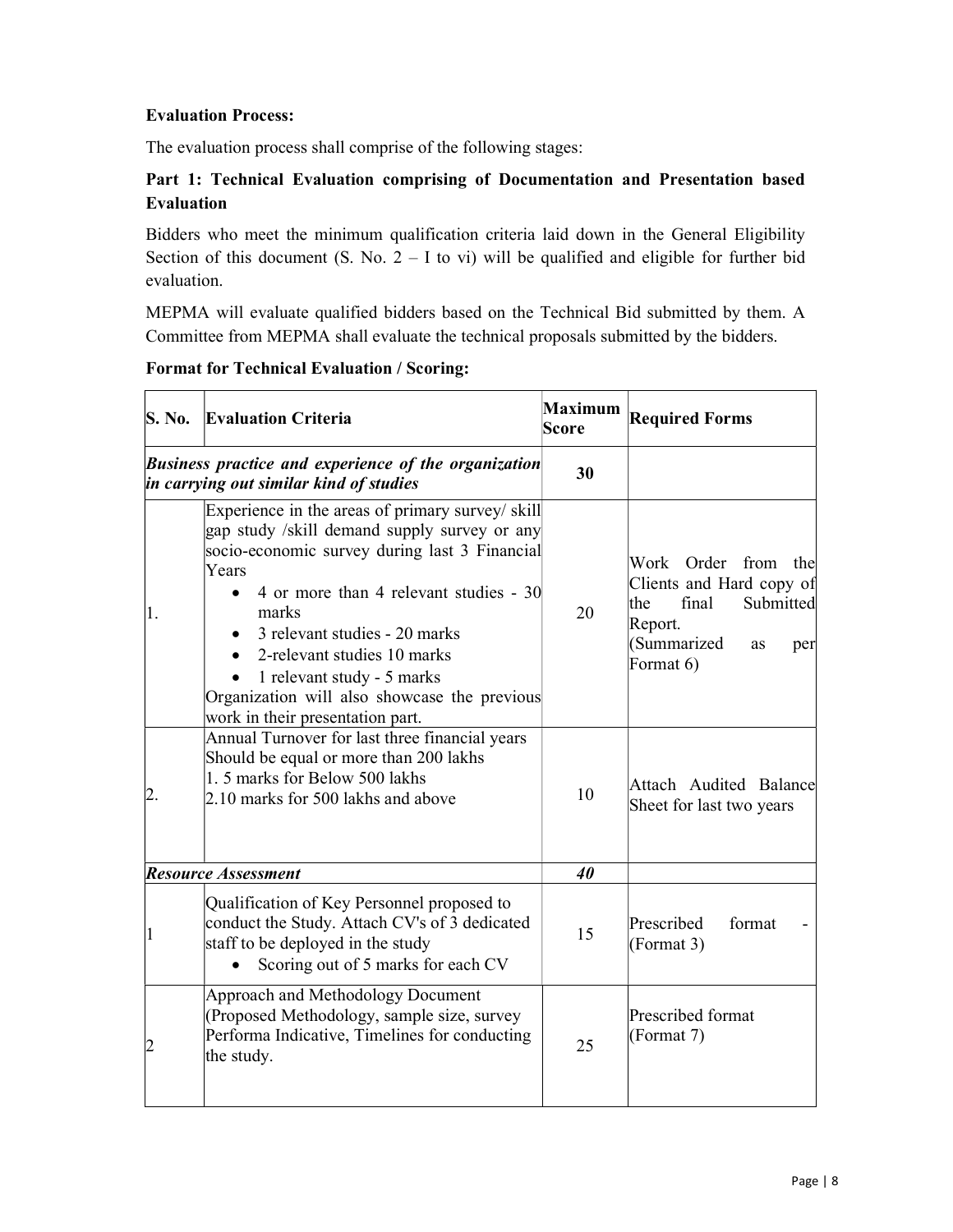**Evaluation Process:**

The evaluation process shall comprise of the following stages:

**Part 1: Technical Evaluation comprising of Documentation and Presentation based Evaluation**

Bidders who meet the minimum qualification criteria laid down in the General Eligibility Section of this document (S. No. 2 – I to vi) will be qualified and eligible for further bid evaluation.

MEPMA will evaluate qualified bidders based on the Technical Bid submitted by them. A Committee from MEPMA shall evaluate the technical proposals submitted by the bidders.

**Format for Technical Evaluation / Scoring:**

| S. No. | Evaluation Criteria | Maximum Score | Required Forms |
|---|---|---|---|
| ***Business practice and experience of the organization in carrying out similar kind of studies*** | | **30** | |
| 1. | Experience in the areas of primary survey/ skill gap study /skill demand supply survey or any socio-economic survey during last 3 Financial Years<br>• 4 or more than 4 relevant studies - 30 marks<br>• 3 relevant studies - 20 marks<br>• 2-relevant studies 10 marks<br>• 1 relevant study - 5 marks<br>Organization will also showcase the previous work in their presentation part. | 20 | Work Order from the Clients and Hard copy of the final Submitted Report. (Summarized as per Format 6) |
| 2. | Annual Turnover for last three financial years Should be equal or more than 200 lakhs<br>1. 5 marks for Below 500 lakhs<br>2.10 marks for 500 lakhs and above | 10 | Attach Audited Balance Sheet for last two years |
| ***Resource Assessment*** | | ***40*** | |
| 1 | Qualification of Key Personnel proposed to conduct the Study. Attach CV's of 3 dedicated staff to be deployed in the study<br>• Scoring out of 5 marks for each CV | 15 | Prescribed format - (Format 3) |
| 2 | Approach and Methodology Document (Proposed Methodology, sample size, survey Performa Indicative, Timelines for conducting the study. | 25 | Prescribed format (Format 7) |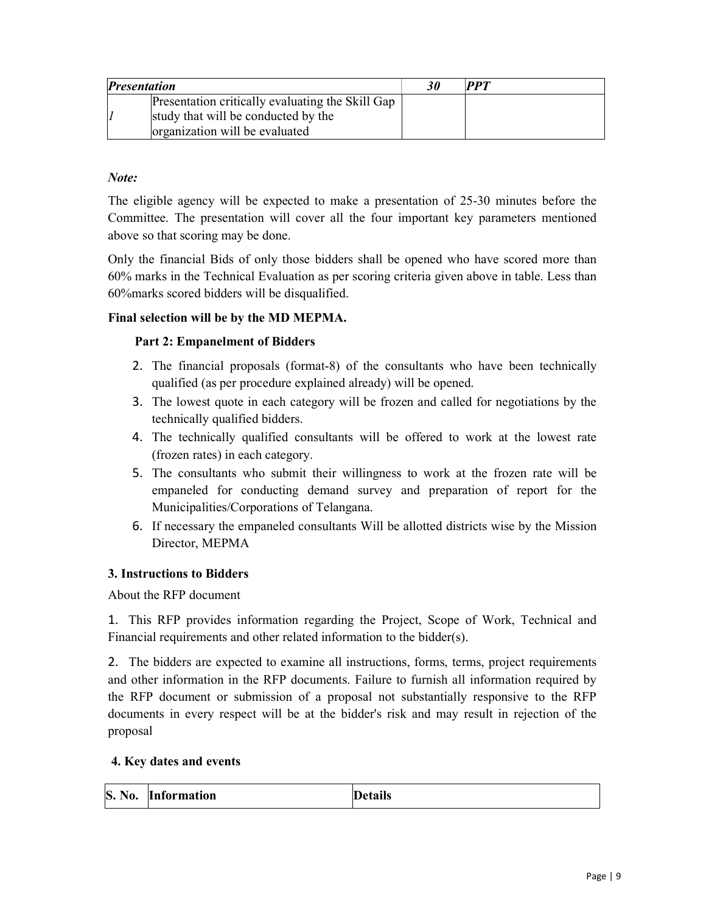| *Presentation* | | *30* | *PPT* |
|---|---|---|---|
| *1* | Presentation critically evaluating the Skill Gap study that will be conducted by the organization will be evaluated | | |

***Note:***

The eligible agency will be expected to make a presentation of 25-30 minutes before the Committee. The presentation will cover all the four important key parameters mentioned above so that scoring may be done.

Only the financial Bids of only those bidders shall be opened who have scored more than 60% marks in the Technical Evaluation as per scoring criteria given above in table. Less than 60%marks scored bidders will be disqualified.

**Final selection will be by the MD MEPMA.**

**Part 2: Empanelment of Bidders**

2. The financial proposals (format-8) of the consultants who have been technically qualified (as per procedure explained already) will be opened.
3. The lowest quote in each category will be frozen and called for negotiations by the technically qualified bidders.
4. The technically qualified consultants will be offered to work at the lowest rate (frozen rates) in each category.
5. The consultants who submit their willingness to work at the frozen rate will be empaneled for conducting demand survey and preparation of report for the Municipalities/Corporations of Telangana.
6. If necessary the empaneled consultants Will be allotted districts wise by the Mission Director, MEPMA

**3. Instructions to Bidders**

About the RFP document

1. This RFP provides information regarding the Project, Scope of Work, Technical and Financial requirements and other related information to the bidder(s).

2. The bidders are expected to examine all instructions, forms, terms, project requirements and other information in the RFP documents. Failure to furnish all information required by the RFP document or submission of a proposal not substantially responsive to the RFP documents in every respect will be at the bidder's risk and may result in rejection of the proposal

**4. Key dates and events**

| S. No. | Information | Details |
|---|---|---|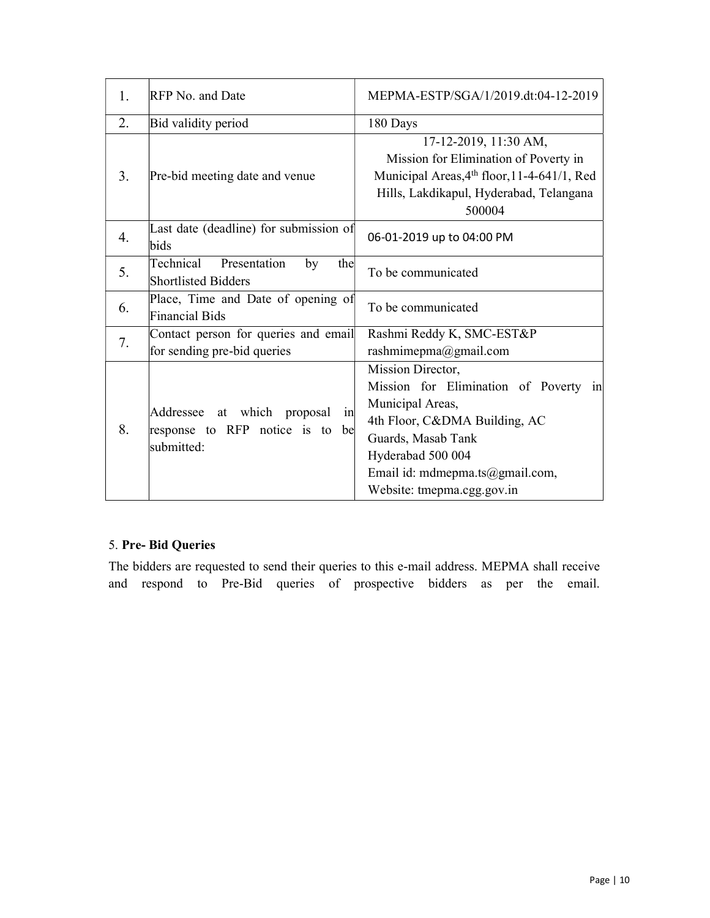| 1. | RFP No. and Date | MEPMA-ESTP/SGA/1/2019.dt:04-12-2019 |
|---|---|---|
| 2. | Bid validity period | 180 Days |
| 3. | Pre-bid meeting date and venue | 17-12-2019, 11:30 AM, Mission for Elimination of Poverty in Municipal Areas,4th floor,11-4-641/1, Red Hills, Lakdikapul, Hyderabad, Telangana 500004 |
| 4. | Last date (deadline) for submission of bids | 06-01-2019 up to 04:00 PM |
| 5. | Technical Presentation by the Shortlisted Bidders | To be communicated |
| 6. | Place, Time and Date of opening of Financial Bids | To be communicated |
| 7. | Contact person for queries and email for sending pre-bid queries | Rashmi Reddy K, SMC-EST&P rashmimepma@gmail.com |
| 8. | Addressee at which proposal in response to RFP notice is to be submitted: | Mission Director, Mission for Elimination of Poverty in Municipal Areas, 4th Floor, C&DMA Building, AC Guards, Masab Tank Hyderabad 500 004 Email id: mdmepma.ts@gmail.com, Website: tmepma.cgg.gov.in |

5. **Pre- Bid Queries**

The bidders are requested to send their queries to this e-mail address. MEPMA shall receive and respond to Pre-Bid queries of prospective bidders as per the email.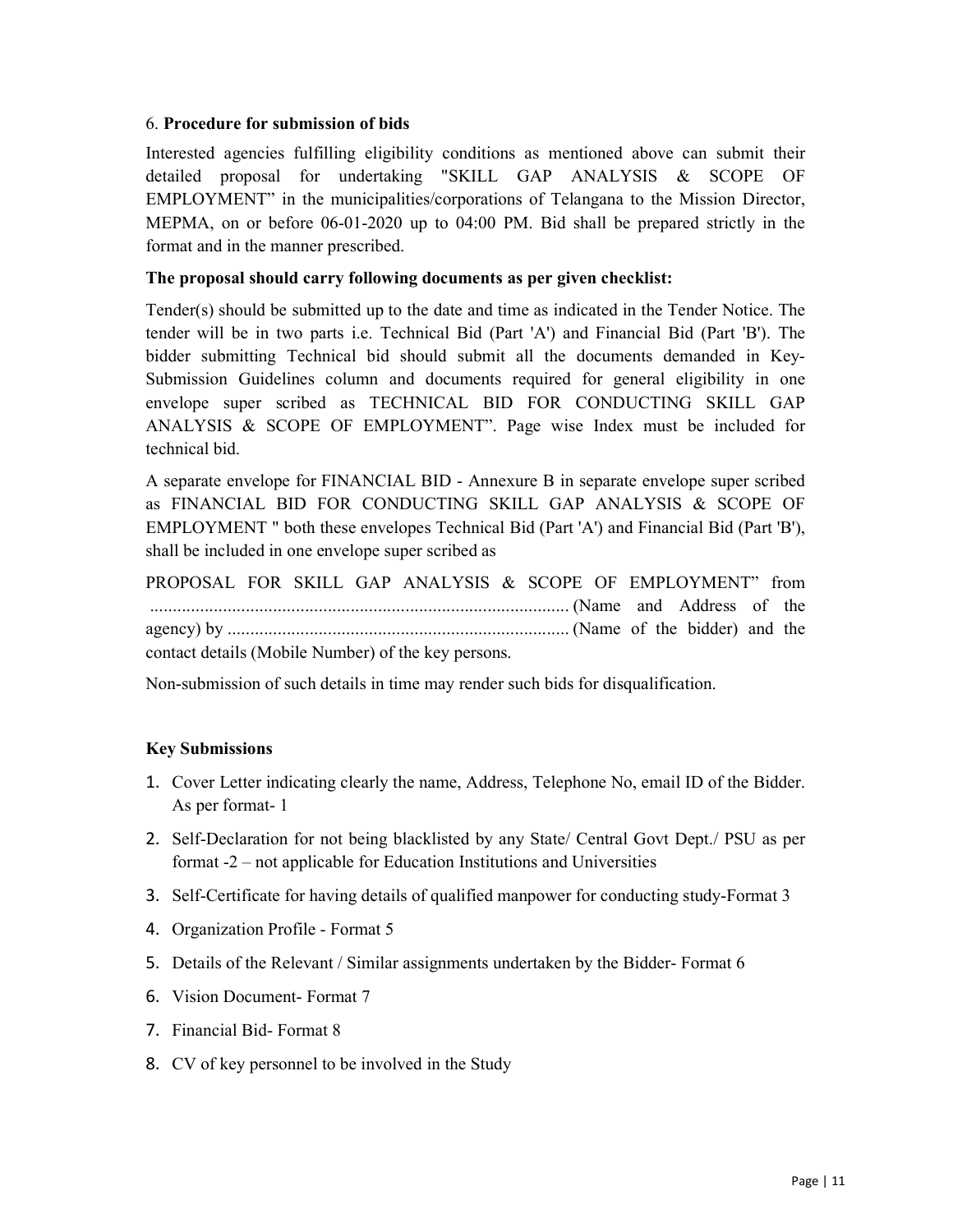6. **Procedure for submission of bids**

Interested agencies fulfilling eligibility conditions as mentioned above can submit their detailed proposal for undertaking "SKILL GAP ANALYSIS & SCOPE OF EMPLOYMENT" in the municipalities/corporations of Telangana to the Mission Director, MEPMA, on or before 06-01-2020 up to 04:00 PM. Bid shall be prepared strictly in the format and in the manner prescribed.

**The proposal should carry following documents as per given checklist:**

Tender(s) should be submitted up to the date and time as indicated in the Tender Notice. The tender will be in two parts i.e. Technical Bid (Part 'A') and Financial Bid (Part 'B'). The bidder submitting Technical bid should submit all the documents demanded in Key-Submission Guidelines column and documents required for general eligibility in one envelope super scribed as TECHNICAL BID FOR CONDUCTING SKILL GAP ANALYSIS & SCOPE OF EMPLOYMENT". Page wise Index must be included for technical bid.

A separate envelope for FINANCIAL BID - Annexure B in separate envelope super scribed as FINANCIAL BID FOR CONDUCTING SKILL GAP ANALYSIS & SCOPE OF EMPLOYMENT " both these envelopes Technical Bid (Part 'A') and Financial Bid (Part 'B'), shall be included in one envelope super scribed as

PROPOSAL FOR SKILL GAP ANALYSIS & SCOPE OF EMPLOYMENT" from ............................................................................................ (Name and Address of the agency) by .......................................................................... (Name of the bidder) and the contact details (Mobile Number) of the key persons.

Non-submission of such details in time may render such bids for disqualification.

**Key Submissions**

1. Cover Letter indicating clearly the name, Address, Telephone No, email ID of the Bidder. As per format- 1
2. Self-Declaration for not being blacklisted by any State/ Central Govt Dept./ PSU as per format -2 – not applicable for Education Institutions and Universities
3. Self-Certificate for having details of qualified manpower for conducting study-Format 3
4. Organization Profile - Format 5
5. Details of the Relevant / Similar assignments undertaken by the Bidder- Format 6
6. Vision Document- Format 7
7. Financial Bid- Format 8
8. CV of key personnel to be involved in the Study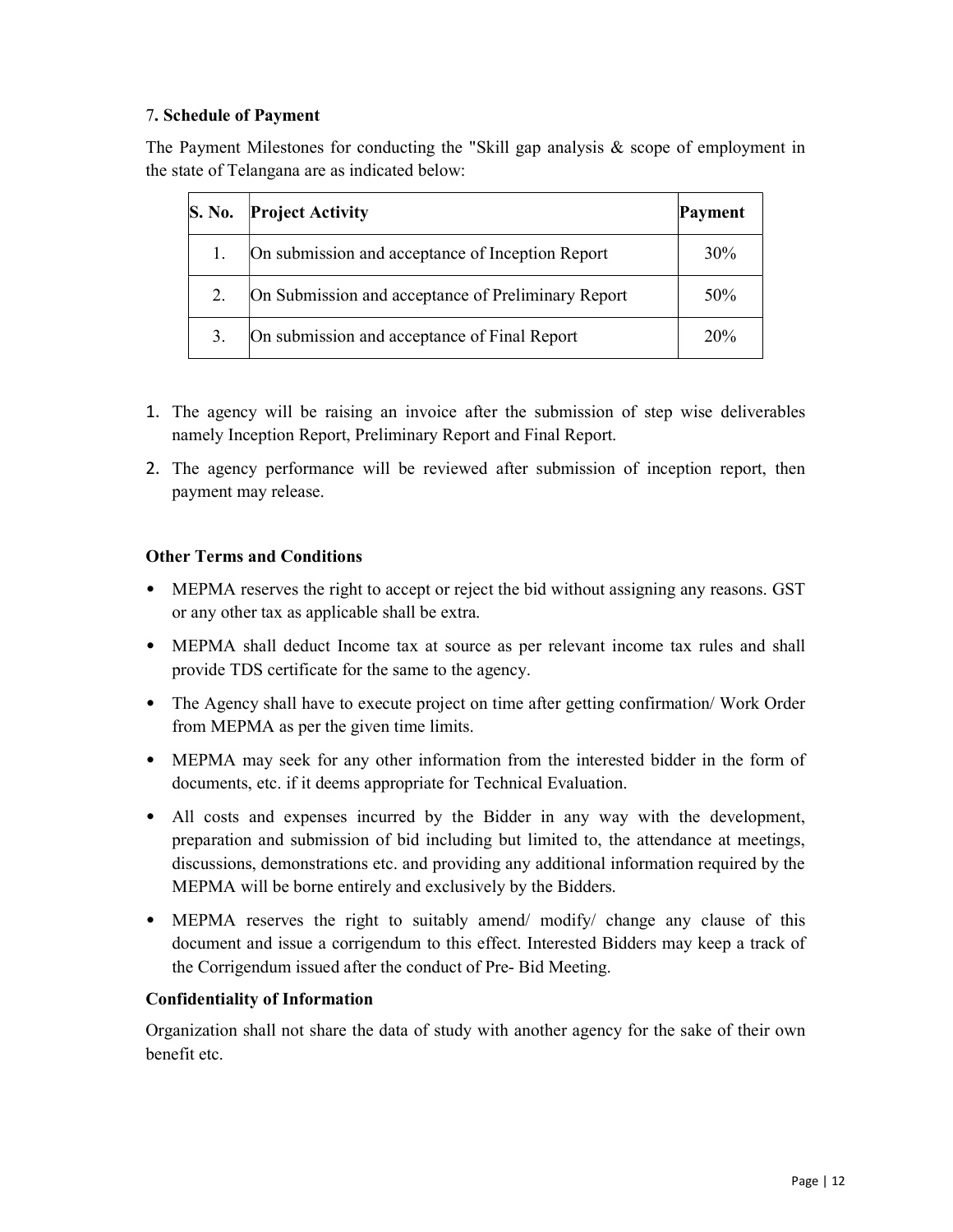7**. Schedule of Payment**

The Payment Milestones for conducting the "Skill gap analysis & scope of employment in the state of Telangana are as indicated below:

| S. No. | Project Activity | Payment |
|---|---|---|
| 1. | On submission and acceptance of Inception Report | 30% |
| 2. | On Submission and acceptance of Preliminary Report | 50% |
| 3. | On submission and acceptance of Final Report | 20% |

1. The agency will be raising an invoice after the submission of step wise deliverables namely Inception Report, Preliminary Report and Final Report.
2. The agency performance will be reviewed after submission of inception report, then payment may release.

**Other Terms and Conditions**

- MEPMA reserves the right to accept or reject the bid without assigning any reasons. GST or any other tax as applicable shall be extra.
- MEPMA shall deduct Income tax at source as per relevant income tax rules and shall provide TDS certificate for the same to the agency.
- The Agency shall have to execute project on time after getting confirmation/ Work Order from MEPMA as per the given time limits.
- MEPMA may seek for any other information from the interested bidder in the form of documents, etc. if it deems appropriate for Technical Evaluation.
- All costs and expenses incurred by the Bidder in any way with the development, preparation and submission of bid including but not limited to, the attendance at meetings, discussions, demonstrations etc. and providing any additional information required by the MEPMA will be borne entirely and exclusively by the Bidders.
- MEPMA reserves the right to suitably amend/ modify/ change any clause of this document and issue a corrigendum to this effect. Interested Bidders may keep a track of the Corrigendum issued after the conduct of Pre- Bid Meeting.

**Confidentiality of Information**

Organization shall not share the data of study with another agency for the sake of their own benefit etc.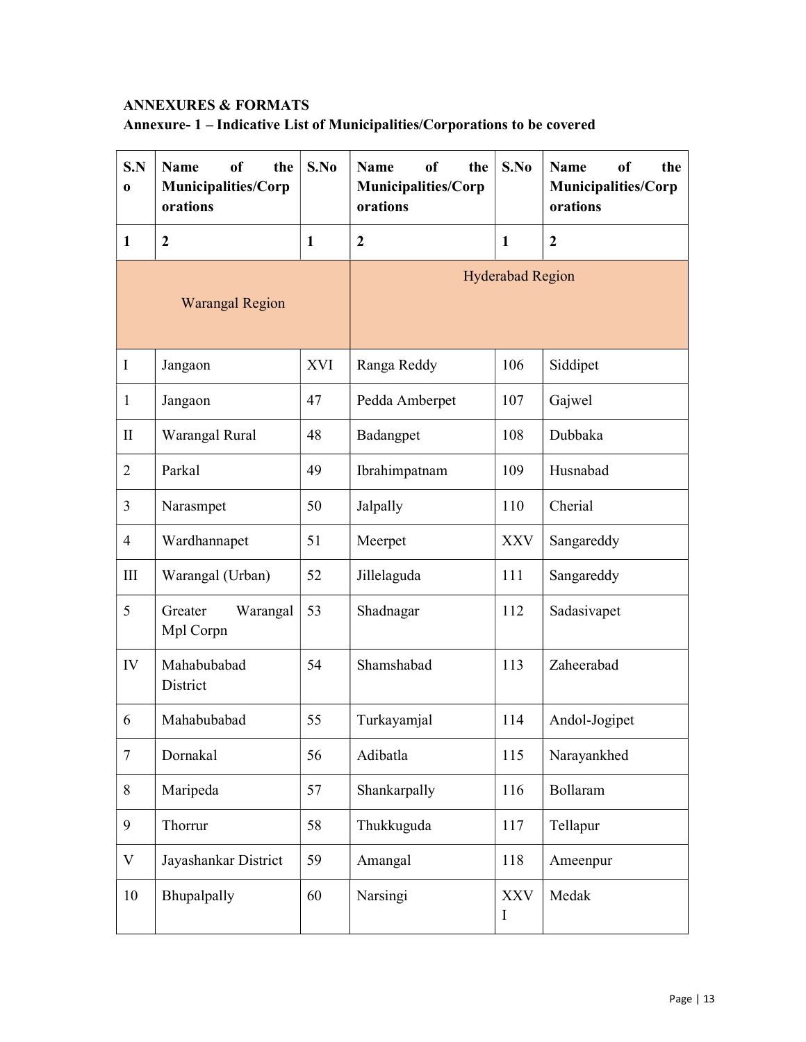**ANNEXURES & FORMATS**

**Annexure- 1 – Indicative List of Municipalities/Corporations to be covered**

| S.No | Name of the Municipalities/Corporations | S.No | Name of the Municipalities/Corporations | S.No | Name of the Municipalities/Corporations |
|---|---|---|---|---|---|
| **1** | **2** | **1** | **2** | **1** | **2** |
| Warangal Region | | Hyderabad Region | | | |
| I | Jangaon | XVI | Ranga Reddy | 106 | Siddipet |
| 1 | Jangaon | 47 | Pedda Amberpet | 107 | Gajwel |
| II | Warangal Rural | 48 | Badangpet | 108 | Dubbaka |
| 2 | Parkal | 49 | Ibrahimpatnam | 109 | Husnabad |
| 3 | Narasmpet | 50 | Jalpally | 110 | Cherial |
| 4 | Wardhannapet | 51 | Meerpet | XXV | Sangareddy |
| III | Warangal (Urban) | 52 | Jillelaguda | 111 | Sangareddy |
| 5 | Greater Warangal Mpl Corpn | 53 | Shadnagar | 112 | Sadasivapet |
| IV | Mahabubabad District | 54 | Shamshabad | 113 | Zaheerabad |
| 6 | Mahabubabad | 55 | Turkayamjal | 114 | Andol-Jogipet |
| 7 | Dornakal | 56 | Adibatla | 115 | Narayankhed |
| 8 | Maripeda | 57 | Shankarpally | 116 | Bollaram |
| 9 | Thorrur | 58 | Thukkuguda | 117 | Tellapur |
| V | Jayashankar District | 59 | Amangal | 118 | Ameenpur |
| 10 | Bhupalpally | 60 | Narsingi | XXVI | Medak |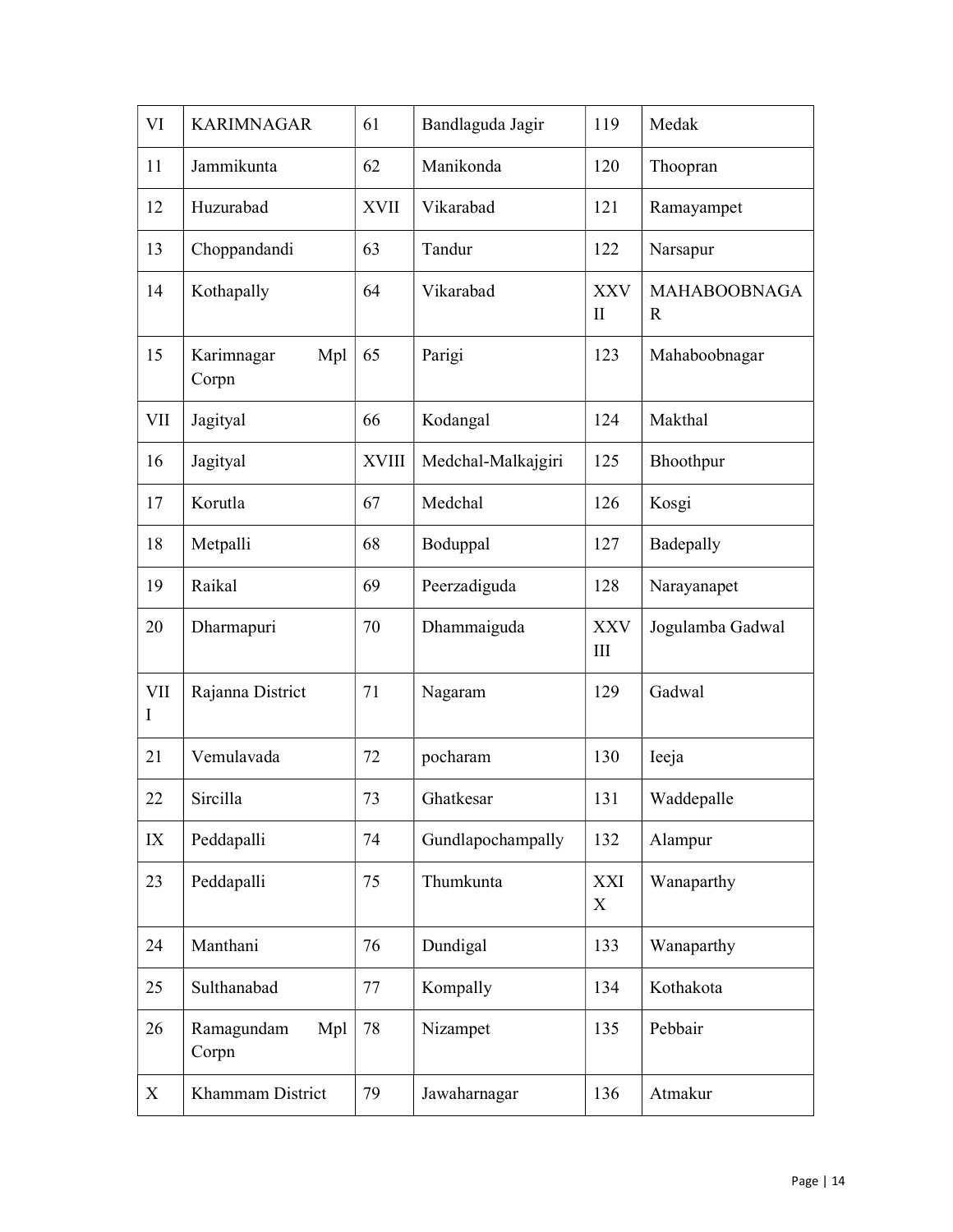| VI | KARIMNAGAR | 61 | Bandlaguda Jagir | 119 | Medak |
|---|---|---|---|---|---|
| 11 | Jammikunta | 62 | Manikonda | 120 | Thoopran |
| 12 | Huzurabad | XVII | Vikarabad | 121 | Ramayampet |
| 13 | Choppandandi | 63 | Tandur | 122 | Narsapur |
| 14 | Kothapally | 64 | Vikarabad | XXVII | MAHABOOBNAGAR |
| 15 | Karimnagar Mpl Corpn | 65 | Parigi | 123 | Mahaboobnagar |
| VII | Jagityal | 66 | Kodangal | 124 | Makthal |
| 16 | Jagityal | XVIII | Medchal-Malkajgiri | 125 | Bhoothpur |
| 17 | Korutla | 67 | Medchal | 126 | Kosgi |
| 18 | Metpalli | 68 | Boduppal | 127 | Badepally |
| 19 | Raikal | 69 | Peerzadiguda | 128 | Narayanapet |
| 20 | Dharmapuri | 70 | Dhammaiguda | XXVIII | Jogulamba Gadwal |
| VIII | Rajanna District | 71 | Nagaram | 129 | Gadwal |
| 21 | Vemulavada | 72 | pocharam | 130 | Ieeja |
| 22 | Sircilla | 73 | Ghatkesar | 131 | Waddepalle |
| IX | Peddapalli | 74 | Gundlapochampally | 132 | Alampur |
| 23 | Peddapalli | 75 | Thumkunta | XXIX | Wanaparthy |
| 24 | Manthani | 76 | Dundigal | 133 | Wanaparthy |
| 25 | Sulthanabad | 77 | Kompally | 134 | Kothakota |
| 26 | Ramagundam Mpl Corpn | 78 | Nizampet | 135 | Pebbair |
| X | Khammam District | 79 | Jawaharnagar | 136 | Atmakur |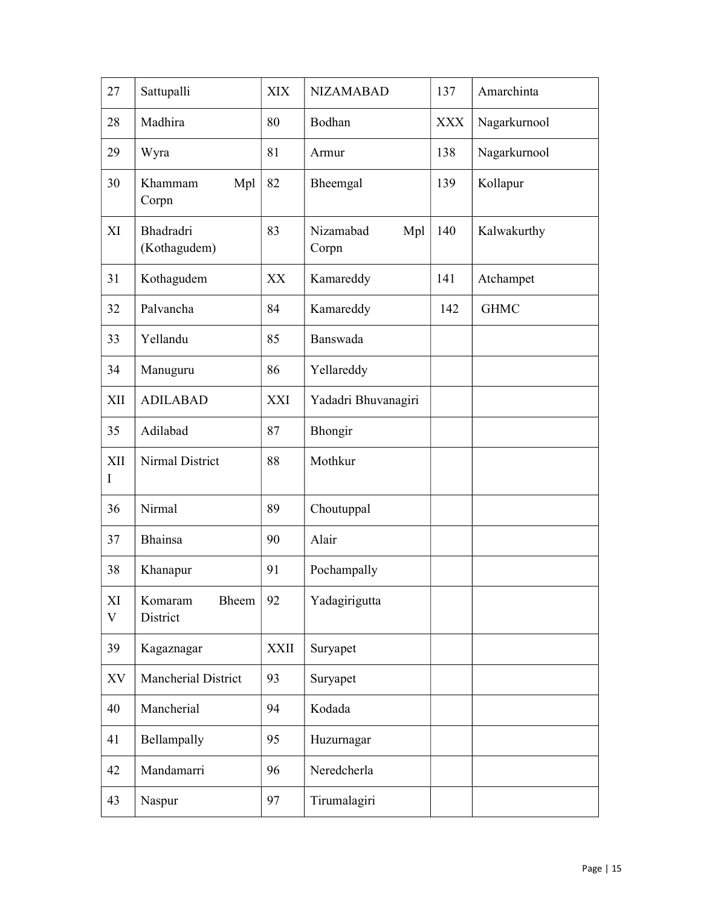| 27 | Sattupalli | XIX | NIZAMABAD | 137 | Amarchinta |
|---|---|---|---|---|---|
| 28 | Madhira | 80 | Bodhan | XXX | Nagarkurnool |
| 29 | Wyra | 81 | Armur | 138 | Nagarkurnool |
| 30 | Khammam Mpl Corpn | 82 | Bheemgal | 139 | Kollapur |
| XI | Bhadradri (Kothagudem) | 83 | Nizamabad Mpl Corpn | 140 | Kalwakurthy |
| 31 | Kothagudem | XX | Kamareddy | 141 | Atchampet |
| 32 | Palvancha | 84 | Kamareddy | 142 | GHMC |
| 33 | Yellandu | 85 | Banswada | | |
| 34 | Manuguru | 86 | Yellareddy | | |
| XII | ADILABAD | XXI | Yadadri Bhuvanagiri | | |
| 35 | Adilabad | 87 | Bhongir | | |
| XIII | Nirmal District | 88 | Mothkur | | |
| 36 | Nirmal | 89 | Choutuppal | | |
| 37 | Bhainsa | 90 | Alair | | |
| 38 | Khanapur | 91 | Pochampally | | |
| XIV | Komaram Bheem District | 92 | Yadagirigutta | | |
| 39 | Kagaznagar | XXII | Suryapet | | |
| XV | Mancherial District | 93 | Suryapet | | |
| 40 | Mancherial | 94 | Kodada | | |
| 41 | Bellampally | 95 | Huzurnagar | | |
| 42 | Mandamarri | 96 | Neredcherla | | |
| 43 | Naspur | 97 | Tirumalagiri | | |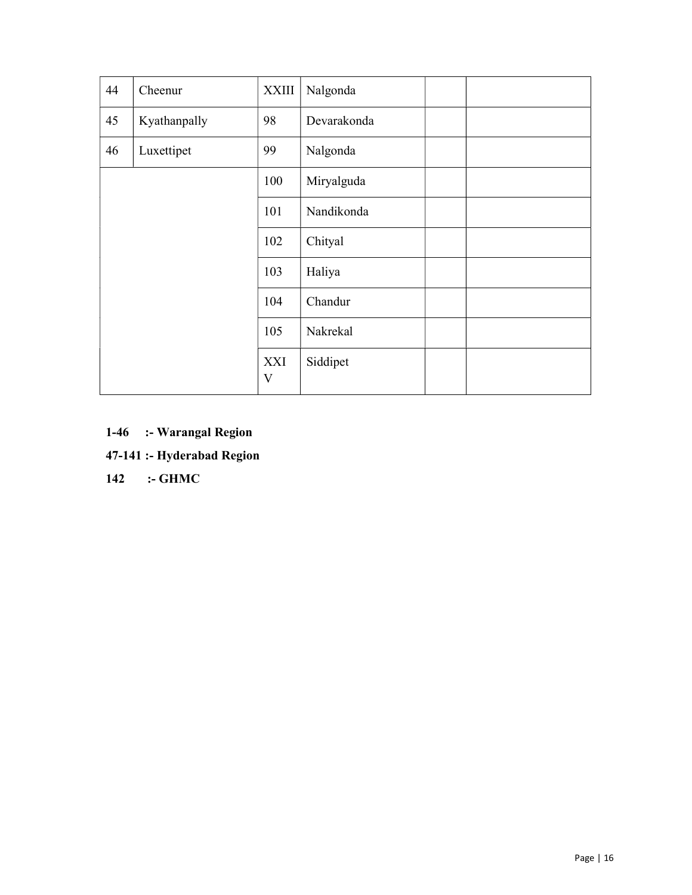| | | | | | |
|---|---|---|---|---|---|
| 44 | Cheenur | XXIII | Nalgonda | | |
| 45 | Kyathanpally | 98 | Devarakonda | | |
| 46 | Luxettipet | 99 | Nalgonda | | |
| | | 100 | Miryalguda | | |
| | | 101 | Nandikonda | | |
| | | 102 | Chityal | | |
| | | 103 | Haliya | | |
| | | 104 | Chandur | | |
| | | 105 | Nakrekal | | |
| | | XXIV | Siddipet | | |

**1-46 :- Warangal Region**

**47-141 :- Hyderabad Region**

**142 :- GHMC**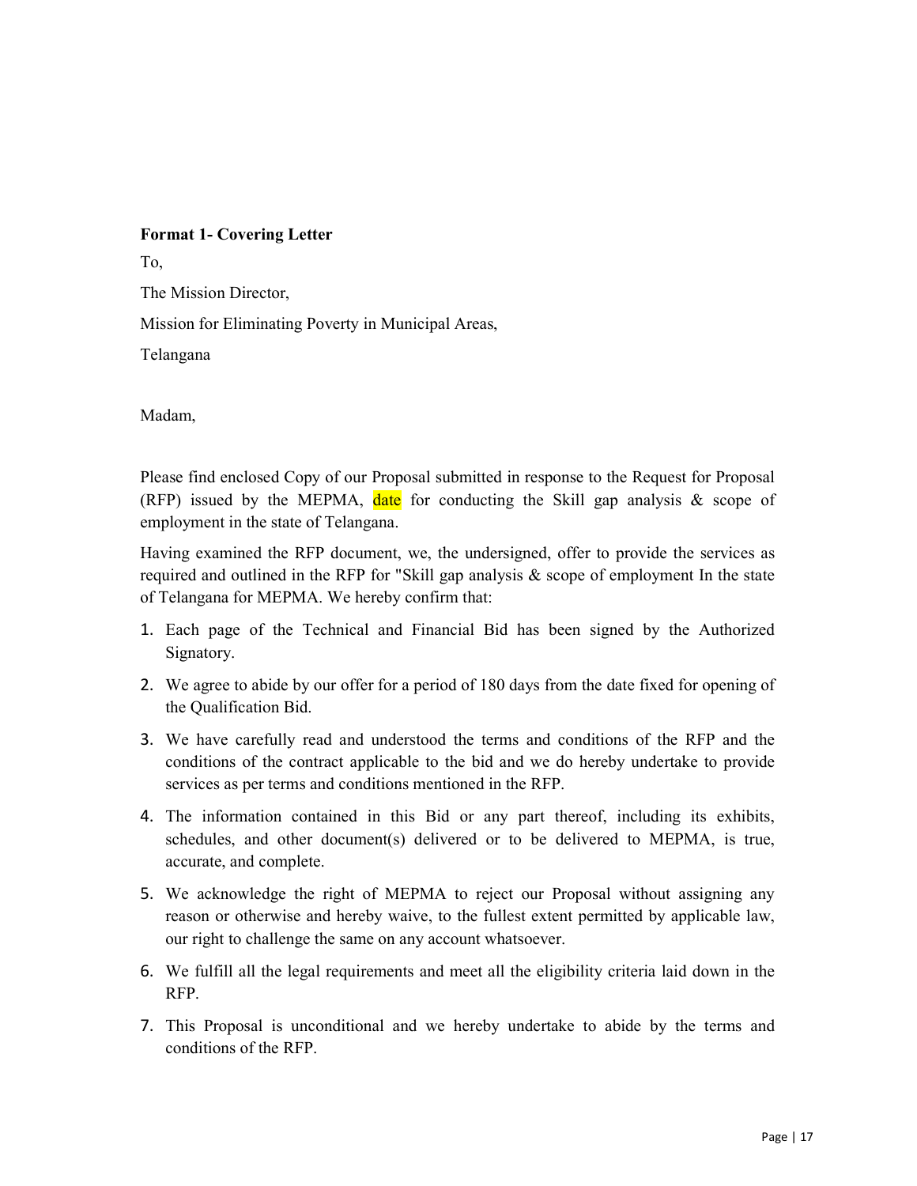**Format 1- Covering Letter**

To,

The Mission Director,

Mission for Eliminating Poverty in Municipal Areas,

Telangana

Madam,

Please find enclosed Copy of our Proposal submitted in response to the Request for Proposal (RFP) issued by the MEPMA, date for conducting the Skill gap analysis & scope of employment in the state of Telangana.

Having examined the RFP document, we, the undersigned, offer to provide the services as required and outlined in the RFP for "Skill gap analysis & scope of employment In the state of Telangana for MEPMA. We hereby confirm that:

1. Each page of the Technical and Financial Bid has been signed by the Authorized Signatory.
2. We agree to abide by our offer for a period of 180 days from the date fixed for opening of the Qualification Bid.
3. We have carefully read and understood the terms and conditions of the RFP and the conditions of the contract applicable to the bid and we do hereby undertake to provide services as per terms and conditions mentioned in the RFP.
4. The information contained in this Bid or any part thereof, including its exhibits, schedules, and other document(s) delivered or to be delivered to MEPMA, is true, accurate, and complete.
5. We acknowledge the right of MEPMA to reject our Proposal without assigning any reason or otherwise and hereby waive, to the fullest extent permitted by applicable law, our right to challenge the same on any account whatsoever.
6. We fulfill all the legal requirements and meet all the eligibility criteria laid down in the RFP.
7. This Proposal is unconditional and we hereby undertake to abide by the terms and conditions of the RFP.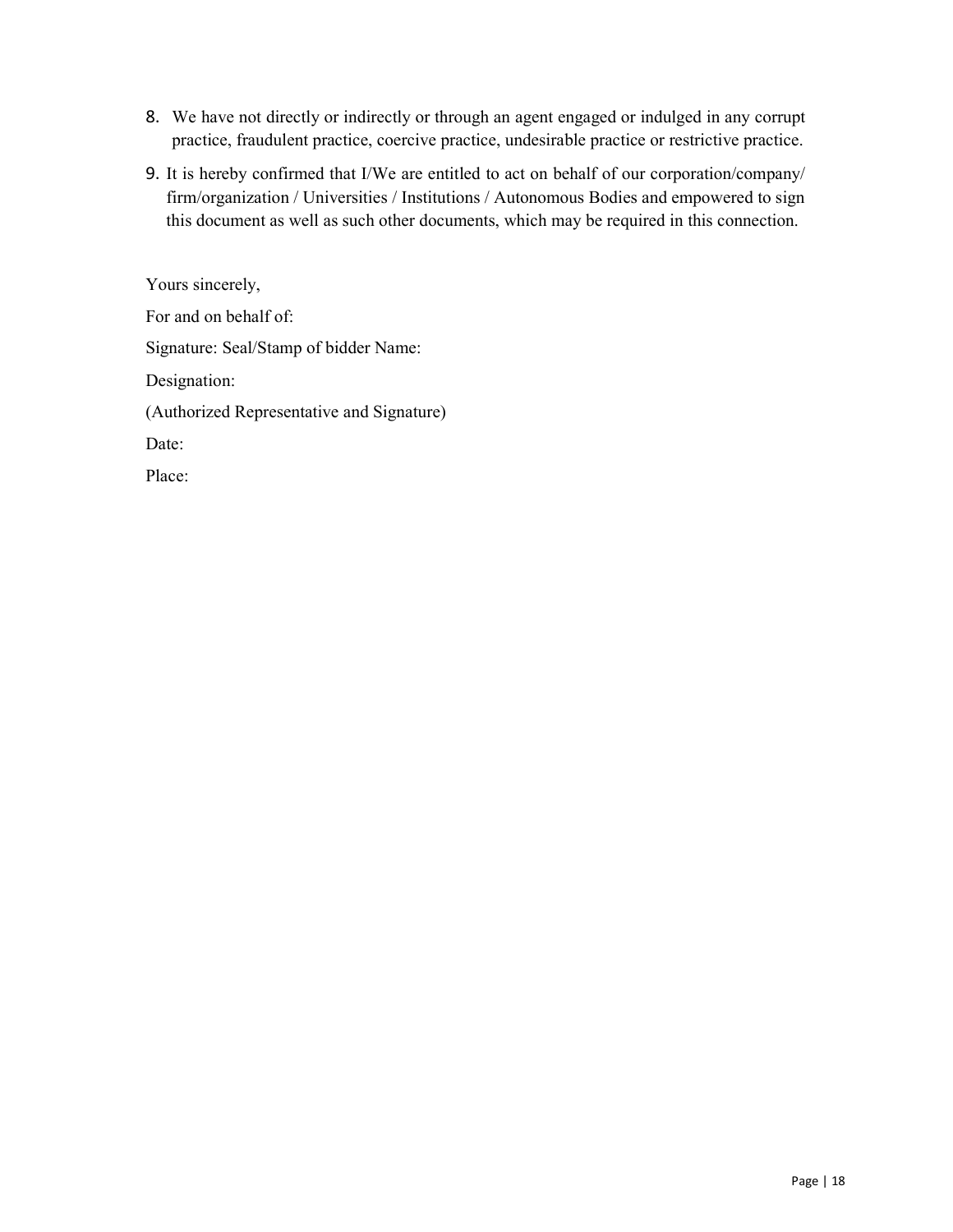8. We have not directly or indirectly or through an agent engaged or indulged in any corrupt practice, fraudulent practice, coercive practice, undesirable practice or restrictive practice.
9. It is hereby confirmed that I/We are entitled to act on behalf of our corporation/company/ firm/organization / Universities / Institutions / Autonomous Bodies and empowered to sign this document as well as such other documents, which may be required in this connection.

Yours sincerely,

For and on behalf of:

Signature: Seal/Stamp of bidder Name:

Designation:

(Authorized Representative and Signature)

Date:

Place: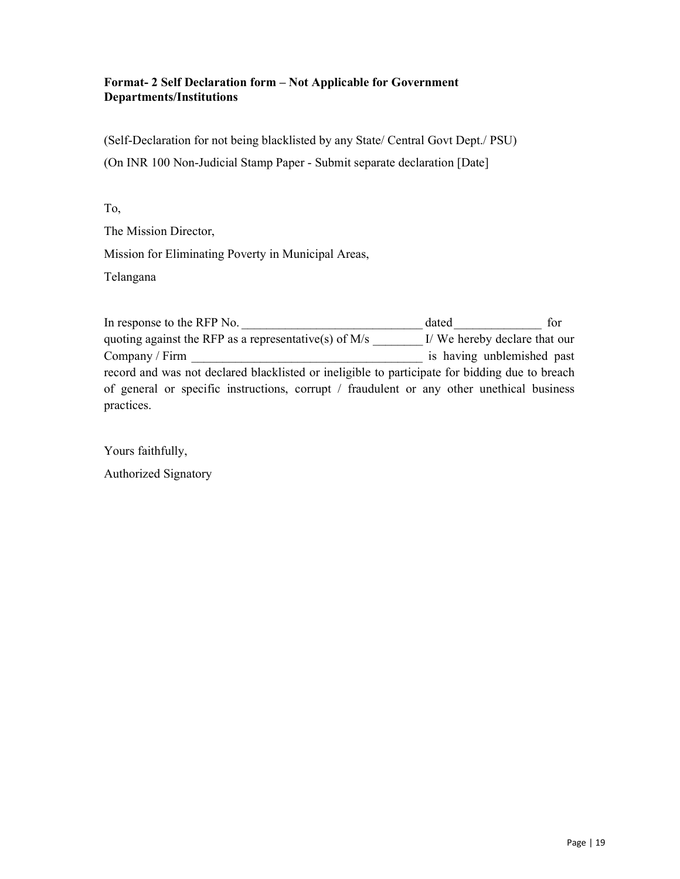**Format- 2 Self Declaration form – Not Applicable for Government Departments/Institutions**

(Self-Declaration for not being blacklisted by any State/ Central Govt Dept./ PSU)

(On INR 100 Non-Judicial Stamp Paper - Submit separate declaration [Date]

To,

The Mission Director,

Mission for Eliminating Poverty in Municipal Areas,

Telangana

In response to the RFP No. _____________________________ dated______________ for quoting against the RFP as a representative(s) of M/s ________ I/ We hereby declare that our Company / Firm _____________________________________ is having unblemished past record and was not declared blacklisted or ineligible to participate for bidding due to breach of general or specific instructions, corrupt / fraudulent or any other unethical business practices.

Yours faithfully,

Authorized Signatory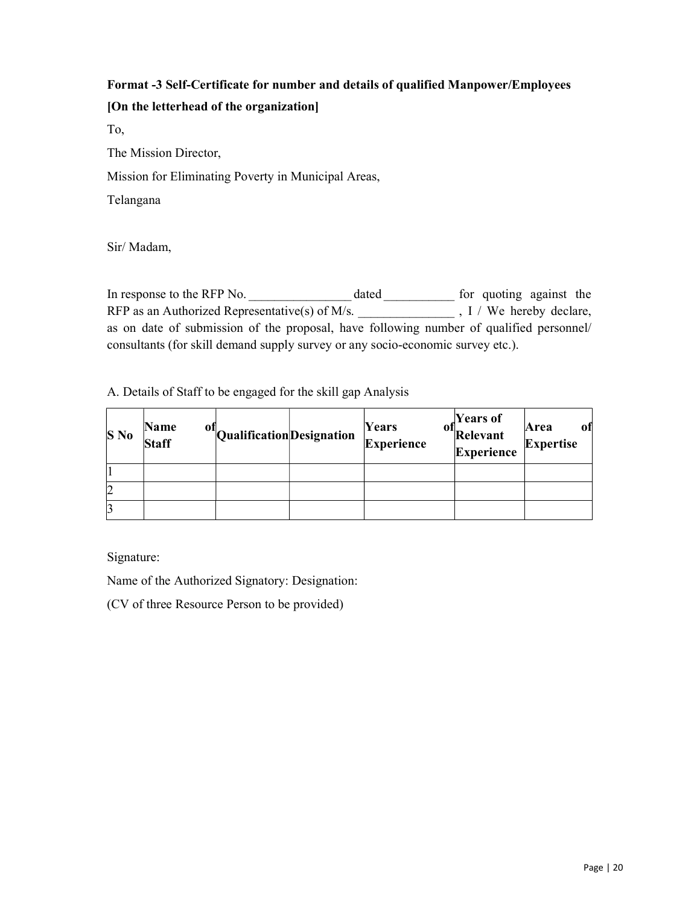**Format -3 Self-Certificate for number and details of qualified Manpower/Employees**

**[On the letterhead of the organization]**

To,

The Mission Director,

Mission for Eliminating Poverty in Municipal Areas,

Telangana

Sir/ Madam,

In response to the RFP No. ________________ dated ___________ for quoting against the RFP as an Authorized Representative(s) of M/s. _______________ , I / We hereby declare, as on date of submission of the proposal, have following number of qualified personnel/ consultants (for skill demand supply survey or any socio-economic survey etc.).

A. Details of Staff to be engaged for the skill gap Analysis

| S No | Name of Staff | Qualification | Designation | Years of Experience | Years of Relevant Experience | Area of Expertise |
|---|---|---|---|---|---|---|
| 1 | | | | | | |
| 2 | | | | | | |
| 3 | | | | | | |

Signature:

Name of the Authorized Signatory: Designation:

(CV of three Resource Person to be provided)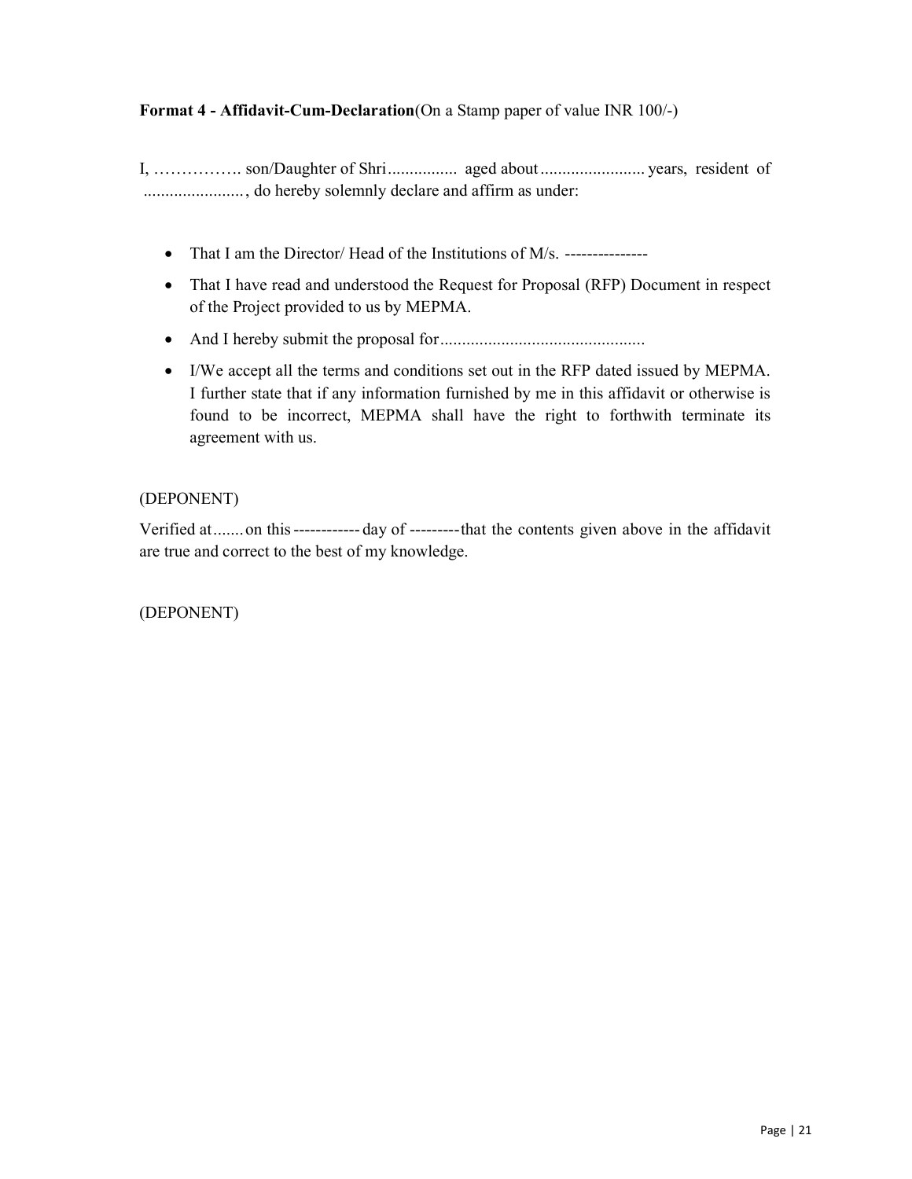**Format 4 - Affidavit-Cum-Declaration**(On a Stamp paper of value INR 100/-)

I, ……………. son/Daughter of Shri................ aged about........................ years, resident of ......................., do hereby solemnly declare and affirm as under:

- That I am the Director/ Head of the Institutions of M/s. ---------------
- That I have read and understood the Request for Proposal (RFP) Document in respect of the Project provided to us by MEPMA.
- And I hereby submit the proposal for..............................................
- I/We accept all the terms and conditions set out in the RFP dated issued by MEPMA. I further state that if any information furnished by me in this affidavit or otherwise is found to be incorrect, MEPMA shall have the right to forthwith terminate its agreement with us.

(DEPONENT)

Verified at....... on this ------------ day of ---------that the contents given above in the affidavit are true and correct to the best of my knowledge.

(DEPONENT)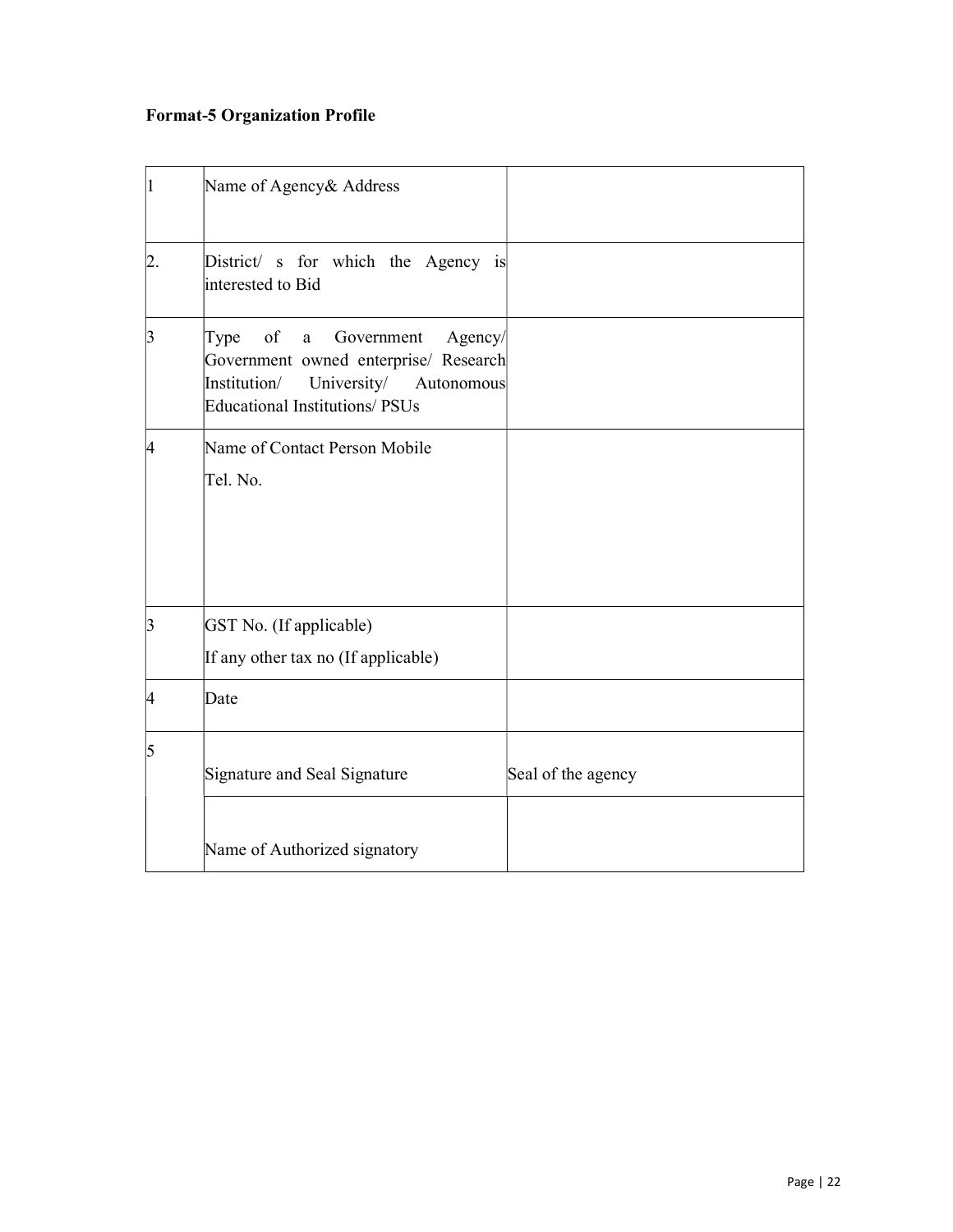**Format-5 Organization Profile**

| | | |
|---|---|---|
| 1 | Name of Agency& Address | |
| 2. | District/ s for which the Agency is interested to Bid | |
| 3 | Type of a Government Agency/ Government owned enterprise/ Research Institution/ University/ Autonomous Educational Institutions/ PSUs | |
| 4 | Name of Contact Person Mobile<br><br>Tel. No. | |
| 3 | GST No. (If applicable)<br><br>If any other tax no (If applicable) | |
| 4 | Date | |
| 5 | Signature and Seal Signature | Seal of the agency |
| | Name of Authorized signatory | |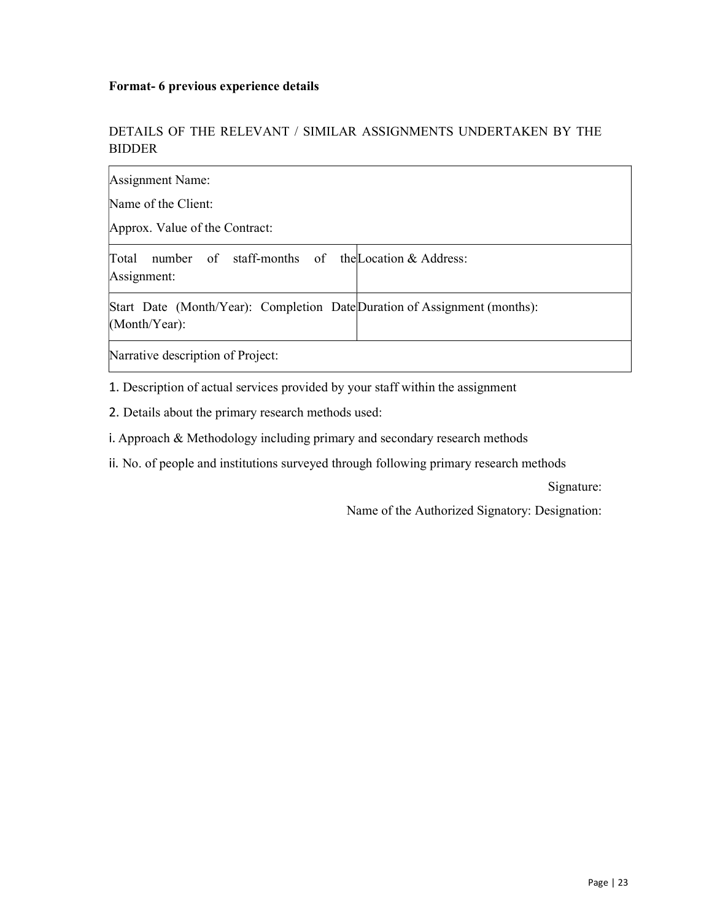**Format- 6 previous experience details**

DETAILS OF THE RELEVANT / SIMILAR ASSIGNMENTS UNDERTAKEN BY THE BIDDER

| Assignment Name:<br>Name of the Client:<br>Approx. Value of the Contract: | |
|---|---|
| Total number of staff-months of the Assignment: | Location & Address: |
| Start Date (Month/Year): Completion Date (Month/Year): | Duration of Assignment (months): |
| Narrative description of Project: | |

1. Description of actual services provided by your staff within the assignment

2. Details about the primary research methods used:

i. Approach & Methodology including primary and secondary research methods

ii. No. of people and institutions surveyed through following primary research methods

Signature:

Name of the Authorized Signatory: Designation: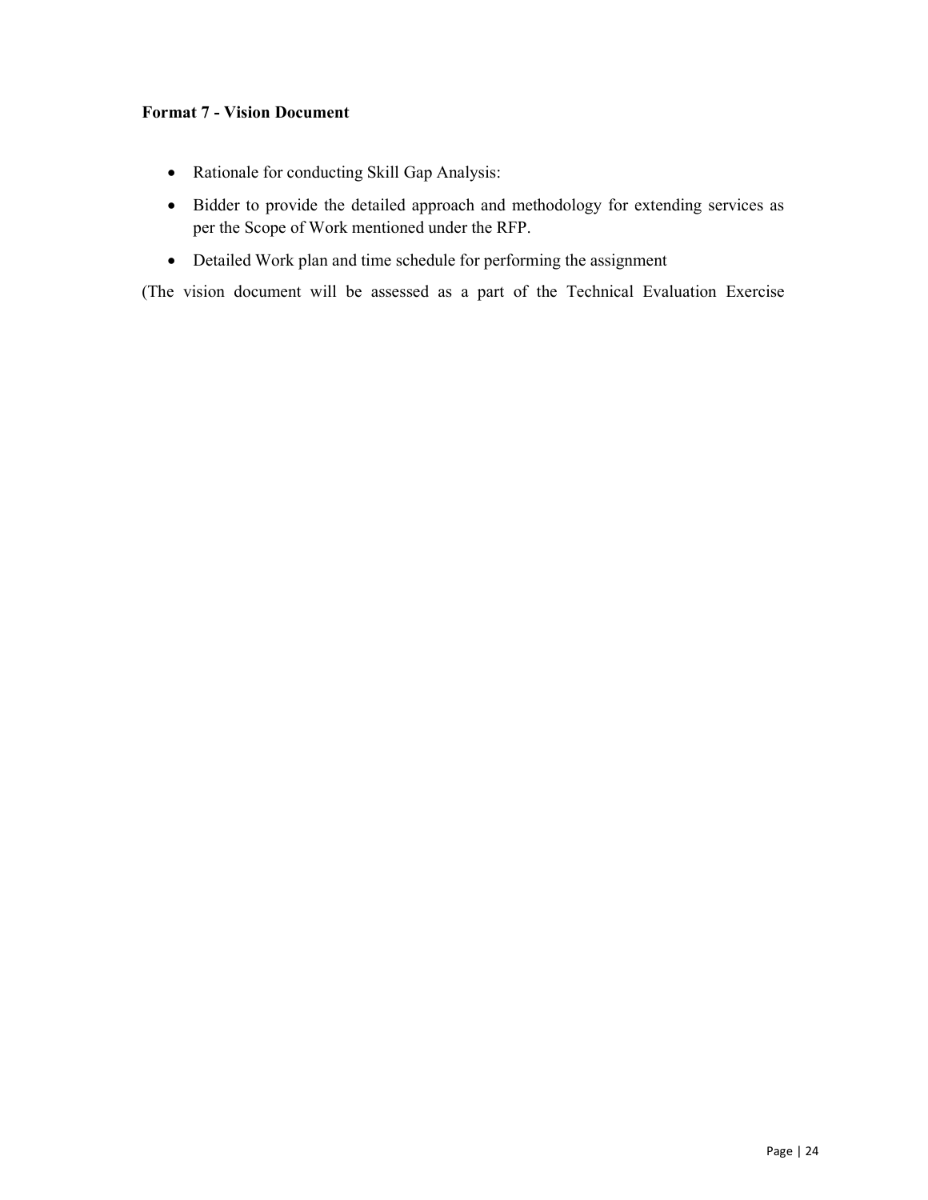**Format 7 - Vision Document**

- Rationale for conducting Skill Gap Analysis:
- Bidder to provide the detailed approach and methodology for extending services as per the Scope of Work mentioned under the RFP.
- Detailed Work plan and time schedule for performing the assignment

(The vision document will be assessed as a part of the Technical Evaluation Exercise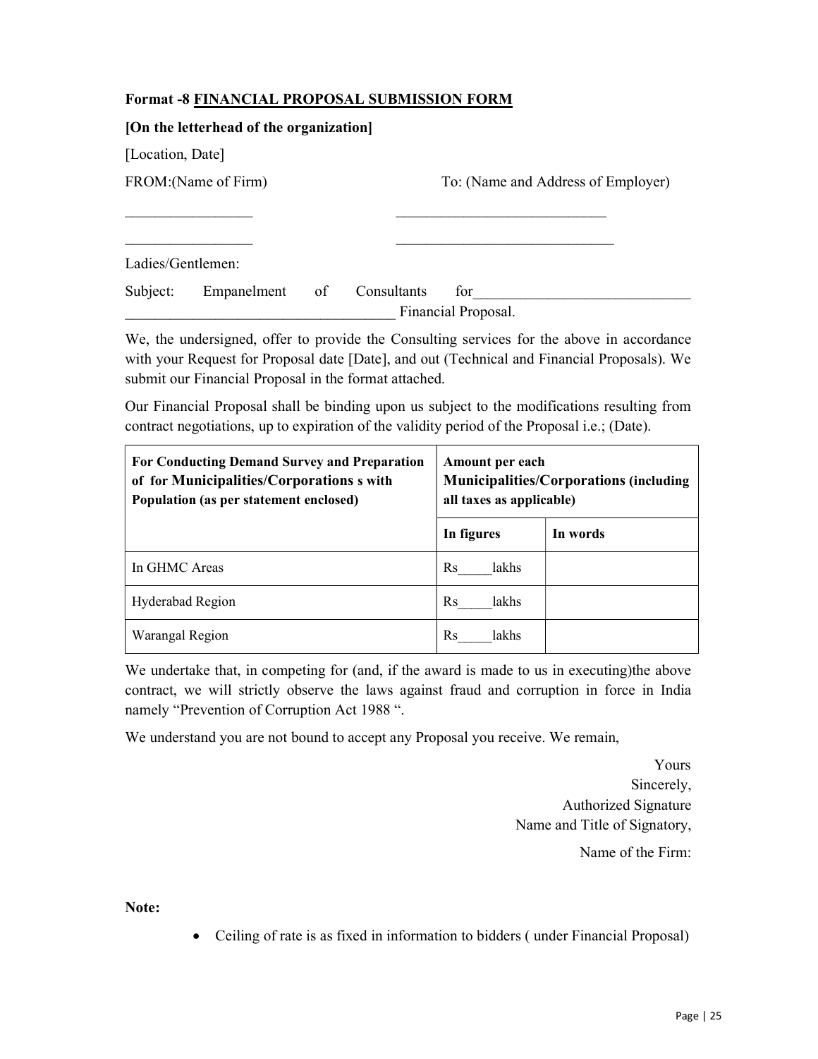**Format -8 FINANCIAL PROPOSAL SUBMISSION FORM**

**[On the letterhead of the organization]**

[Location, Date]

FROM:(Name of Firm) To: (Name and Address of Employer)

_________________ _____________________________

_________________ ______________________________

Ladies/Gentlemen:

Subject: Empanelment of Consultants for______________________________ ____________________________________ Financial Proposal.

We, the undersigned, offer to provide the Consulting services for the above in accordance with your Request for Proposal date [Date], and out (Technical and Financial Proposals). We submit our Financial Proposal in the format attached.

Our Financial Proposal shall be binding upon us subject to the modifications resulting from contract negotiations, up to expiration of the validity period of the Proposal i.e.; (Date).

| **For Conducting Demand Survey and Preparation of for Municipalities/Corporations s with Population (as per statement enclosed)** | **Amount per each Municipalities/Corporations (including all taxes as applicable)** | |
|---|---|---|
| | **In figures** | **In words** |
| In GHMC Areas | Rs_____lakhs | |
| Hyderabad Region | Rs_____lakhs | |
| Warangal Region | Rs_____lakhs | |

We undertake that, in competing for (and, if the award is made to us in executing)the above contract, we will strictly observe the laws against fraud and corruption in force in India namely "Prevention of Corruption Act 1988 ".

We understand you are not bound to accept any Proposal you receive. We remain,

Yours
Sincerely,
Authorized Signature
Name and Title of Signatory,

Name of the Firm:

**Note:**

- Ceiling of rate is as fixed in information to bidders ( under Financial Proposal)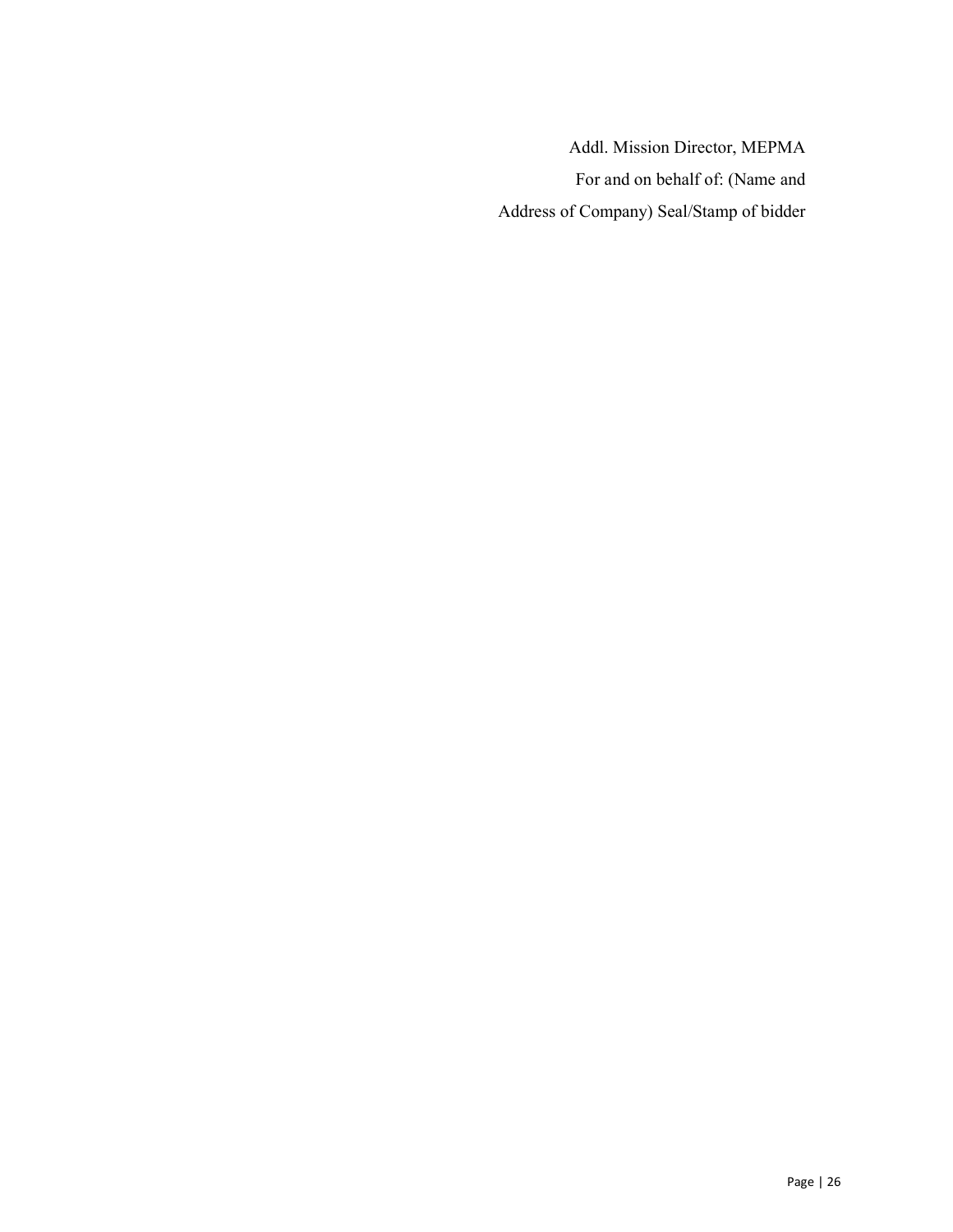Addl. Mission Director, MEPMA

For and on behalf of: (Name and

Address of Company) Seal/Stamp of bidder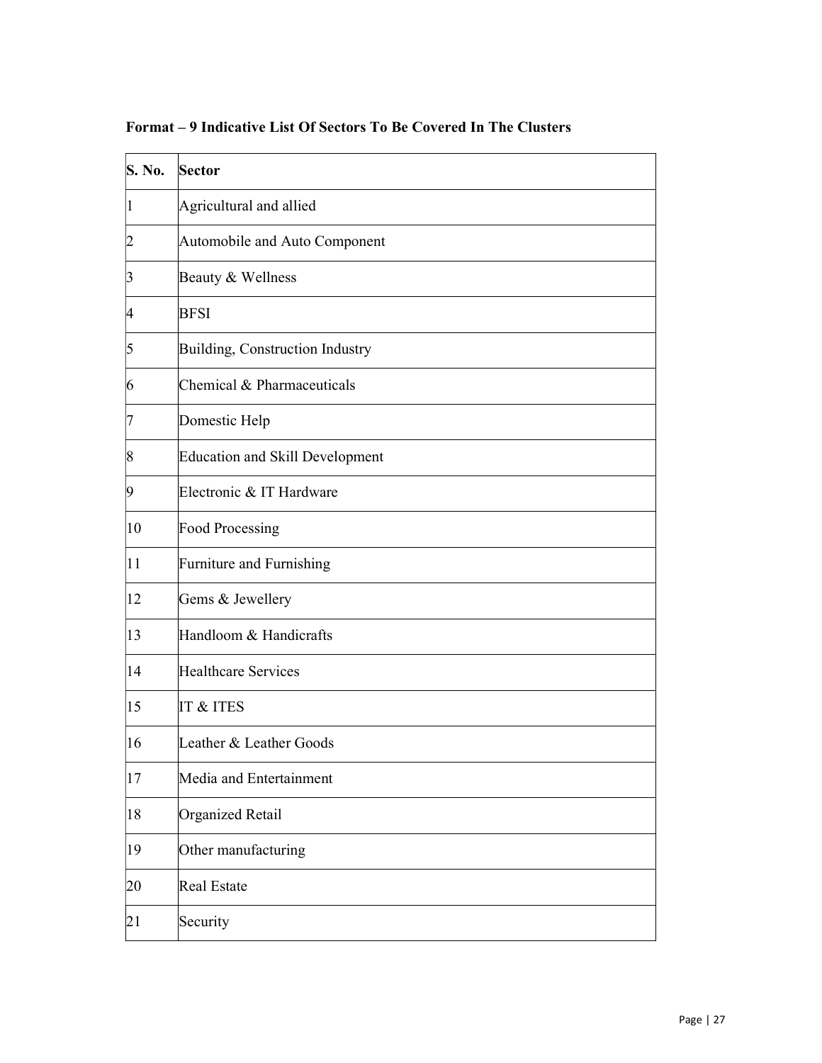**Format – 9 Indicative List Of Sectors To Be Covered In The Clusters**

| S. No. | Sector |
|---|---|
| 1 | Agricultural and allied |
| 2 | Automobile and Auto Component |
| 3 | Beauty & Wellness |
| 4 | BFSI |
| 5 | Building, Construction Industry |
| 6 | Chemical & Pharmaceuticals |
| 7 | Domestic Help |
| 8 | Education and Skill Development |
| 9 | Electronic & IT Hardware |
| 10 | Food Processing |
| 11 | Furniture and Furnishing |
| 12 | Gems & Jewellery |
| 13 | Handloom & Handicrafts |
| 14 | Healthcare Services |
| 15 | IT & ITES |
| 16 | Leather & Leather Goods |
| 17 | Media and Entertainment |
| 18 | Organized Retail |
| 19 | Other manufacturing |
| 20 | Real Estate |
| 21 | Security |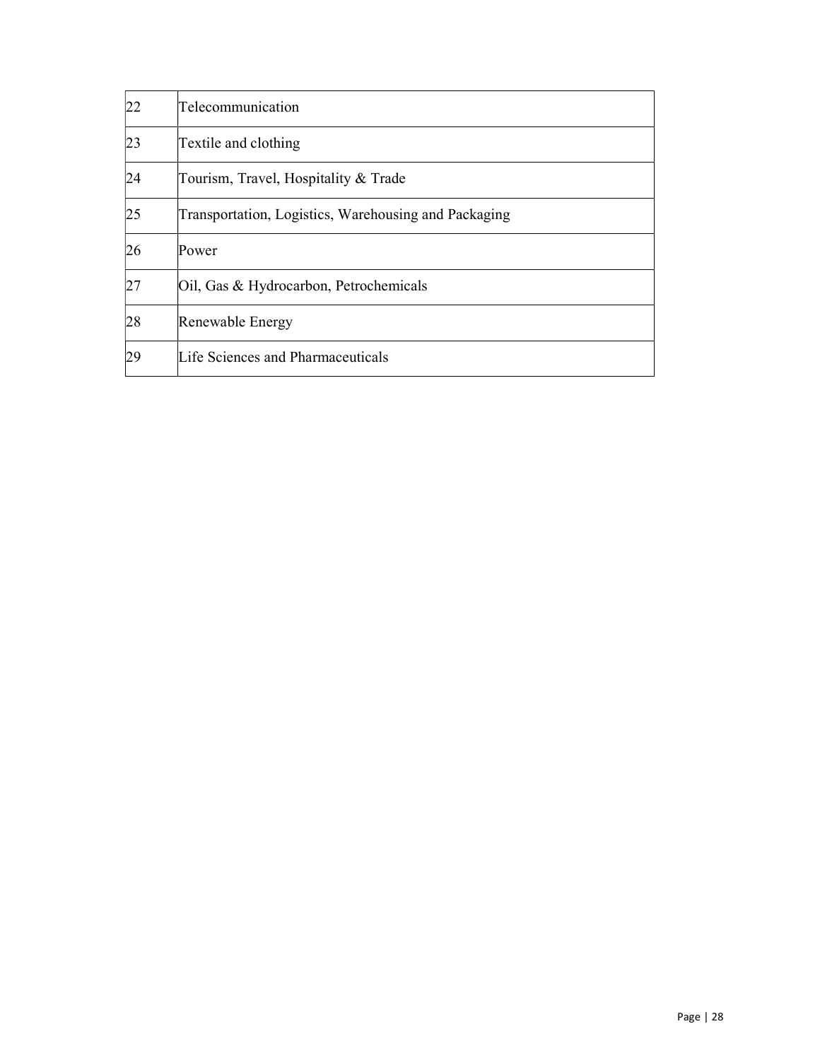| | |
|---|---|
| 22 | Telecommunication |
| 23 | Textile and clothing |
| 24 | Tourism, Travel, Hospitality & Trade |
| 25 | Transportation, Logistics, Warehousing and Packaging |
| 26 | Power |
| 27 | Oil, Gas & Hydrocarbon, Petrochemicals |
| 28 | Renewable Energy |
| 29 | Life Sciences and Pharmaceuticals |